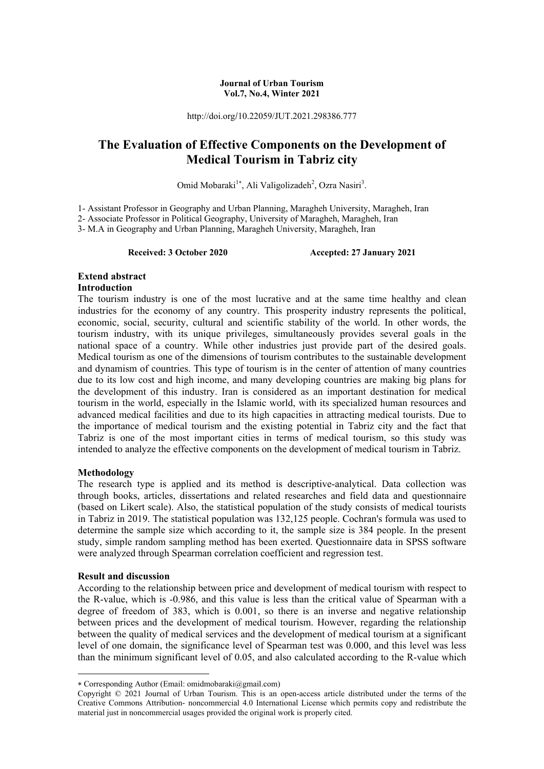**Journal of Urban Tourism**
**Vol.7, No.4, Winter 2021**

http://doi.org/10.22059/JUT.2021.298386.777

# The Evaluation of Effective Components on the Development of Medical Tourism in Tabriz city

Omid Mobaraki[1*], Ali Valigolizadeh[2], Ozra Nasiri[3].

1- Assistant Professor in Geography and Urban Planning, Maragheh University, Maragheh, Iran
2- Associate Professor in Political Geography, University of Maragheh, Maragheh, Iran
3- M.A in Geography and Urban Planning, Maragheh University, Maragheh, Iran

**Received: 3 October 2020** **Accepted: 27 January 2021**

## Extend abstract

### Introduction

The tourism industry is one of the most lucrative and at the same time healthy and clean industries for the economy of any country. This prosperity industry represents the political, economic, social, security, cultural and scientific stability of the world. In other words, the tourism industry, with its unique privileges, simultaneously provides several goals in the national space of a country. While other industries just provide part of the desired goals. Medical tourism as one of the dimensions of tourism contributes to the sustainable development and dynamism of countries. This type of tourism is in the center of attention of many countries due to its low cost and high income, and many developing countries are making big plans for the development of this industry. Iran is considered as an important destination for medical tourism in the world, especially in the Islamic world, with its specialized human resources and advanced medical facilities and due to its high capacities in attracting medical tourists. Due to the importance of medical tourism and the existing potential in Tabriz city and the fact that Tabriz is one of the most important cities in terms of medical tourism, so this study was intended to analyze the effective components on the development of medical tourism in Tabriz.

### Methodology

The research type is applied and its method is descriptive-analytical. Data collection was through books, articles, dissertations and related researches and field data and questionnaire (based on Likert scale). Also, the statistical population of the study consists of medical tourists in Tabriz in 2019. The statistical population was 132,125 people. Cochran's formula was used to determine the sample size which according to it, the sample size is 384 people. In the present study, simple random sampling method has been exerted. Questionnaire data in SPSS software were analyzed through Spearman correlation coefficient and regression test.

### Result and discussion

According to the relationship between price and development of medical tourism with respect to the R-value, which is -0.986, and this value is less than the critical value of Spearman with a degree of freedom of 383, which is 0.001, so there is an inverse and negative relationship between prices and the development of medical tourism. However, regarding the relationship between the quality of medical services and the development of medical tourism at a significant level of one domain, the significance level of Spearman test was 0.000, and this level was less than the minimum significant level of 0.05, and also calculated according to the R-value which

---

* Corresponding Author (Email: omidmobaraki@gmail.com)

Copyright © 2021 Journal of Urban Tourism. This is an open-access article distributed under the terms of the Creative Commons Attribution- noncommercial 4.0 International License which permits copy and redistribute the material just in noncommercial usages provided the original work is properly cited.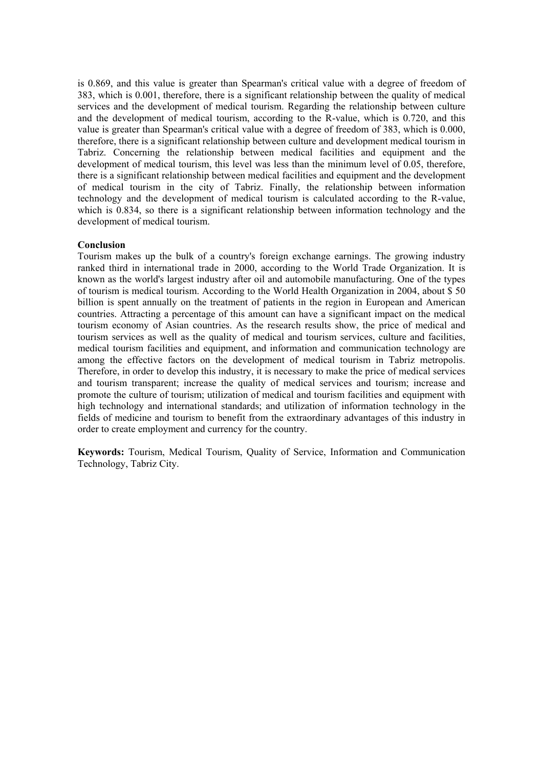is 0.869, and this value is greater than Spearman's critical value with a degree of freedom of 383, which is 0.001, therefore, there is a significant relationship between the quality of medical services and the development of medical tourism. Regarding the relationship between culture and the development of medical tourism, according to the R-value, which is 0.720, and this value is greater than Spearman's critical value with a degree of freedom of 383, which is 0.000, therefore, there is a significant relationship between culture and development medical tourism in Tabriz. Concerning the relationship between medical facilities and equipment and the development of medical tourism, this level was less than the minimum level of 0.05, therefore, there is a significant relationship between medical facilities and equipment and the development of medical tourism in the city of Tabriz. Finally, the relationship between information technology and the development of medical tourism is calculated according to the R-value, which is 0.834, so there is a significant relationship between information technology and the development of medical tourism.

**Conclusion**

Tourism makes up the bulk of a country's foreign exchange earnings. The growing industry ranked third in international trade in 2000, according to the World Trade Organization. It is known as the world's largest industry after oil and automobile manufacturing. One of the types of tourism is medical tourism. According to the World Health Organization in 2004, about $ 50 billion is spent annually on the treatment of patients in the region in European and American countries. Attracting a percentage of this amount can have a significant impact on the medical tourism economy of Asian countries. As the research results show, the price of medical and tourism services as well as the quality of medical and tourism services, culture and facilities, medical tourism facilities and equipment, and information and communication technology are among the effective factors on the development of medical tourism in Tabriz metropolis. Therefore, in order to develop this industry, it is necessary to make the price of medical services and tourism transparent; increase the quality of medical services and tourism; increase and promote the culture of tourism; utilization of medical and tourism facilities and equipment with high technology and international standards; and utilization of information technology in the fields of medicine and tourism to benefit from the extraordinary advantages of this industry in order to create employment and currency for the country.

**Keywords:** Tourism, Medical Tourism, Quality of Service, Information and Communication Technology, Tabriz City.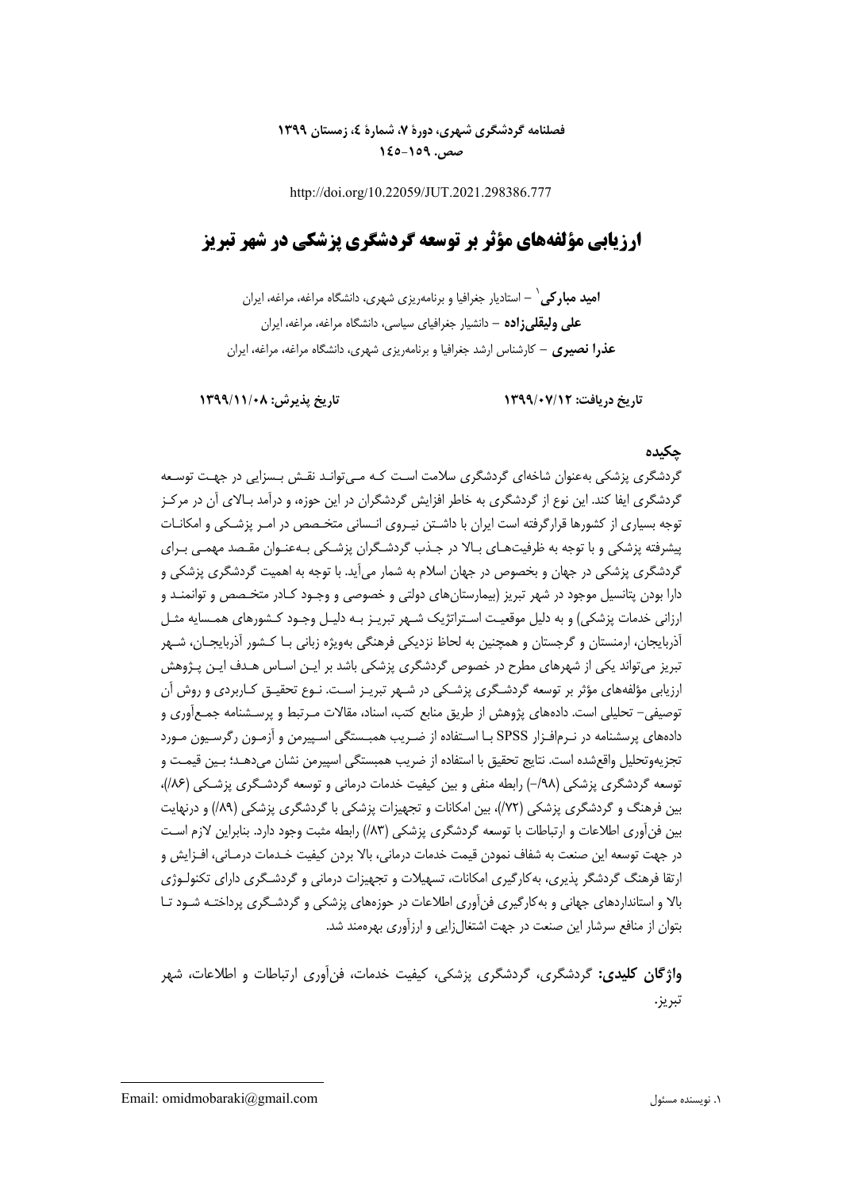**فصلنامه گردشگری شهری، دورهٔ ۷، شمارهٔ ٤، زمستان ۱۳۹۹**
**صص. ۱۵۹-۱٤۵**

http://doi.org/10.22059/JUT.2021.298386.777

# ارزیابی مؤلفه‌های مؤثر بر توسعه گردشگری پزشکی در شهر تبریز

**امید مبارکی**[۱] – استادیار جغرافیا و برنامه‌ریزی شهری، دانشگاه مراغه، مراغه، ایران

**علی ولیقلی‌زاده** – دانشیار جغرافیای سیاسی، دانشگاه مراغه، مراغه، ایران

**عذرا نصیری** – کارشناس ارشد جغرافیا و برنامه‌ریزی شهری، دانشگاه مراغه، مراغه، ایران

**تاریخ دریافت: ۱۳۹۹/۰۷/۱۲** **تاریخ پذیرش: ۱۳۹۹/۱۱/۰۸**

## چکیده

گردشگری پزشکی به‌عنوان شاخه‌ای گردشگری سلامت است که می‌تواند نقش بسزایی در جهت توسعه گردشگری ایفا کند. این نوع از گردشگری به خاطر افزایش گردشگران در این حوزه، و درآمد بالای آن در مرکز توجه بسیاری از کشورها قرارگرفته است ایران با داشتن نیروی انسانی متخصص در امر پزشکی و امکانات پیشرفته پزشکی و با توجه به ظرفیت‌های بالا در جذب گردشگران پزشکی به‌عنوان مقصد مهمی برای گردشگری پزشکی در جهان و بخصوص در جهان اسلام به شمار می‌آید. با توجه به اهمیت گردشگری پزشکی و دارا بودن پتانسیل موجود در شهر تبریز (بیمارستان‌های دولتی و خصوصی و وجود کادر متخصص و توانمند و ارزانی خدمات پزشکی) و به دلیل موقعیت استراتژیک شهر تبریز به دلیل وجود کشورهای همسایه مثل آذربایجان، ارمنستان و گرجستان و همچنین به لحاظ نزدیکی فرهنگی به‌ویژه زبانی با کشور آذربایجان، شهر تبریز می‌تواند یکی از شهرهای مطرح در خصوص گردشگری پزشکی باشد بر این اساس هدف این پژوهش ارزیابی مؤلفه‌های مؤثر بر توسعه گردشگری پزشکی در شهر تبریز است. نوع تحقیق کاربردی و روش آن توصیفی- تحلیلی است. داده‌های پژوهش از طریق منابع کتب، اسناد، مقالات مرتبط و پرسشنامه جمع‌آوری و داده‌های پرسشنامه در نرم‌افزار SPSS با استفاده از ضریب همبستگی اسپیرمن و آزمون رگرسیون مورد تجزیه‌وتحلیل واقع‌شده است. نتایج تحقیق با استفاده از ضریب همبستگی اسپیرمن نشان می‌دهد؛ بین قیمت و توسعه گردشگری پزشکی (۹۸/-) رابطه منفی و بین کیفیت خدمات درمانی و توسعه گردشگری پزشکی (۸۶/)، بین فرهنگ و گردشگری پزشکی (۷۲/)، بین امکانات و تجهیزات پزشکی با گردشگری پزشکی (۸۹/) و درنهایت بین فن‌آوری اطلاعات و ارتباطات با توسعه گردشگری پزشکی (۸۳/) رابطه مثبت وجود دارد. بنابراین لازم است در جهت توسعه این صنعت به شفاف نمودن قیمت خدمات درمانی، بالا بردن کیفیت خدمات درمانی، افزایش و ارتقا فرهنگ گردشگر پذیری، به‌کارگیری امکانات، تسهیلات و تجهیزات درمانی و گردشگری دارای تکنولوژی بالا و استانداردهای جهانی و به‌کارگیری فن‌آوری اطلاعات در حوزه‌های پزشکی و گردشگری پرداخته شود تا بتوان از منافع سرشار این صنعت در جهت اشتغال‌زایی و ارزآوری بهره‌مند شد.

**واژگان کلیدی:** گردشگری، گردشگری پزشکی، کیفیت خدمات، فن‌آوری ارتباطات و اطلاعات، شهر تبریز.

---

۱. نویسنده مسئول Email: omidmobaraki@gmail.com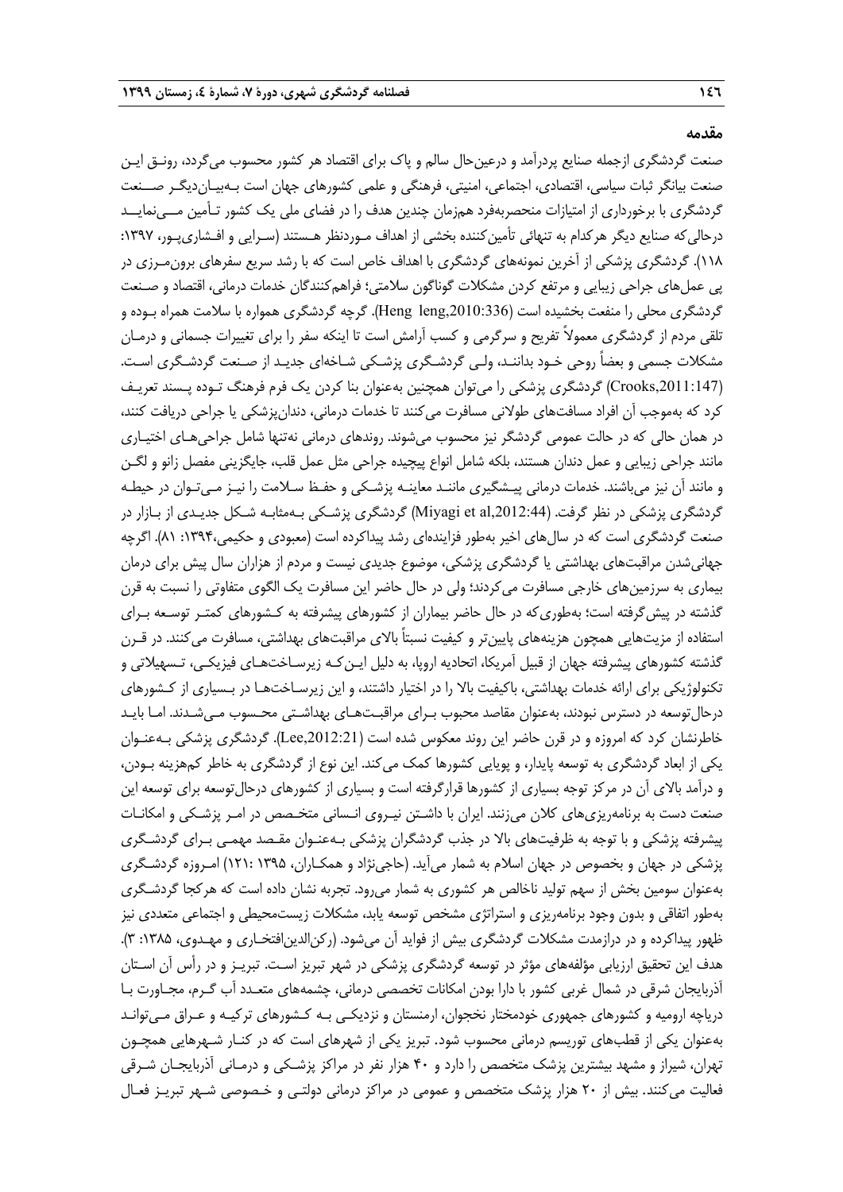**مقدمه**

صنعت گردشگری ازجمله صنایع پردرآمد و درعین‌حال سالم و پاک برای اقتصاد هر کشور محسوب می‌گردد، رونق این صنعت بیانگر ثبات سیاسی، اقتصادی، اجتماعی، امنیتی، فرهنگی و علمی کشورهای جهان است به‌بیان‌دیگر صنعت گردشگری با برخورداری از امتیازات منحصربه‌فرد هم‌زمان چندین هدف را در فضای ملی یک کشور تأمین می‌نماید درحالی‌که صنایع دیگر هرکدام به تنهائی تأمین‌کننده بخشی از اهداف موردنظر هستند (سرایی و افشاری‌پور، ۱۳۹۷: ۱۱۸). گردشگری پزشکی از آخرین نمونه‌های گردشگری با اهداف خاص است که با رشد سریع سفرهای برون‌مرزی در پی عمل‌های جراحی زیبایی و مرتفع کردن مشکلات گوناگون سلامتی؛ فراهم‌کنندگان خدمات درمانی، اقتصاد و صنعت گردشگری محلی را منفعت بخشیده است (Heng leng,2010:336). گرچه گردشگری همواره با سلامت همراه بوده و تلقی مردم از گردشگری معمولاً تفریح و سرگرمی و کسب آرامش است تا اینکه سفر را برای تغییرات جسمانی و درمان مشکلات جسمی و بعضاً روحی خود بدانند، ولی گردشگری پزشکی شاخه‌ای جدید از صنعت گردشگری است. (Crooks,2011:147) گردشگری پزشکی را می‌توان همچنین به‌عنوان بنا کردن یک فرم فرهنگ توده پسند تعریف کرد که به‌موجب آن افراد مسافت‌های طولانی مسافرت می‌کنند تا خدمات درمانی، دندان‌پزشکی یا جراحی دریافت کنند، در همان حالی که در حالت عمومی گردشگر نیز محسوب می‌شوند. روندهای درمانی نه‌تنها شامل جراحی‌های اختیاری مانند جراحی زیبایی و عمل دندان هستند، بلکه شامل انواع پیچیده جراحی مثل عمل قلب، جایگزینی مفصل زانو و لگن و مانند آن نیز می‌باشند. خدمات درمانی پیشگیری مانند معاینه پزشکی و حفظ سلامت را نیز می‌توان در حیطه گردشگری پزشکی در نظر گرفت. (Miyagi et al,2012:44) گردشگری پزشکی به‌مثابه شکل جدیدی از بازار در صنعت گردشگری است که در سال‌های اخیر به‌طور فزاینده‌ای رشد پیداکرده است (معبودی و حکیمی،۱۳۹۴: ۸۱). اگرچه جهانی‌شدن مراقبت‌های بهداشتی یا گردشگری پزشکی، موضوع جدیدی نیست و مردم از هزاران سال پیش برای درمان بیماری به سرزمین‌های خارجی مسافرت می‌کردند؛ ولی در حال حاضر این مسافرت یک الگوی متفاوتی را نسبت به قرن گذشته در پیش‌گرفته است؛ به‌طوری‌که در حال حاضر بیماران از کشورهای پیشرفته به کشورهای کمتر توسعه برای استفاده از مزیت‌هایی همچون هزینه‌های پایین‌تر و کیفیت نسبتاً بالای مراقبت‌های بهداشتی، مسافرت می‌کنند. در قرن گذشته کشورهای پیشرفته جهان از قبیل آمریکا، اتحادیه اروپا، به دلیل این‌که زیرساخت‌های فیزیکی، تسهیلاتی و تکنولوژیکی برای ارائه خدمات بهداشتی، باکیفیت بالا را در اختیار داشتند، و این زیرساخت‌ها در بسیاری از کشورهای درحال‌توسعه در دسترس نبودند، به‌عنوان مقاصد محبوب برای مراقبت‌های بهداشتی محسوب می‌شدند. اما باید خاطرنشان کرد که امروزه و در قرن حاضر این روند معکوس شده است (Lee,2012:21). گردشگری پزشکی به‌عنوان یکی از ابعاد گردشگری به توسعه پایدار، و پویایی کشورها کمک می‌کند. این نوع از گردشگری به خاطر کم‌هزینه بودن، و درآمد بالای آن در مرکز توجه بسیاری از کشورها قرارگرفته است و بسیاری از کشورهای درحال‌توسعه برای توسعه این صنعت دست به برنامه‌ریزی‌های کلان می‌زنند. ایران با داشتن نیروی انسانی متخصص در امر پزشکی و امکانات پیشرفته پزشکی و با توجه به ظرفیت‌های بالا در جذب گردشگران پزشکی به‌عنوان مقصد مهمی برای گردشگری پزشکی در جهان و بخصوص در جهان اسلام به شمار می‌آید. (حاجی‌نژاد و همکاران، ۱۳۹۵ :۱۲۱) امروزه گردشگری به‌عنوان سومین بخش از سهم تولید ناخالص هر کشوری به شمار می‌رود. تجربه نشان داده است که هرکجا گردشگری به‌طور اتفاقی و بدون وجود برنامه‌ریزی و استراتژی مشخص توسعه یابد، مشکلات زیست‌محیطی و اجتماعی متعددی نیز ظهور پیداکرده و در درازمدت مشکلات گردشگری بیش از فواید آن می‌شود. (رکن‌الدین‌افتخاری و مهدوی، ۱۳۸۵: ۳). هدف این تحقیق ارزیابی مؤلفه‌های مؤثر در توسعه گردشگری پزشکی در شهر تبریز است. تبریز و در رأس آن استان آذربایجان شرقی در شمال غربی کشور با دارا بودن امکانات تخصصی درمانی، چشمه‌های متعدد آب گرم، مجاورت با دریاچه ارومیه و کشورهای جمهوری خودمختار نخجوان، ارمنستان و نزدیکی به کشورهای ترکیه و عراق می‌تواند به‌عنوان یکی از قطب‌های توریسم درمانی محسوب شود. تبریز یکی از شهرهای است که در کنار شهرهایی همچون تهران، شیراز و مشهد بیشترین پزشک متخصص را دارد و ۴۰ هزار نفر در مراکز پزشکی و درمانی آذربایجان شرقی فعالیت می‌کنند. بیش از ۲۰ هزار پزشک متخصص و عمومی در مراکز درمانی دولتی و خصوصی شهر تبریز فعال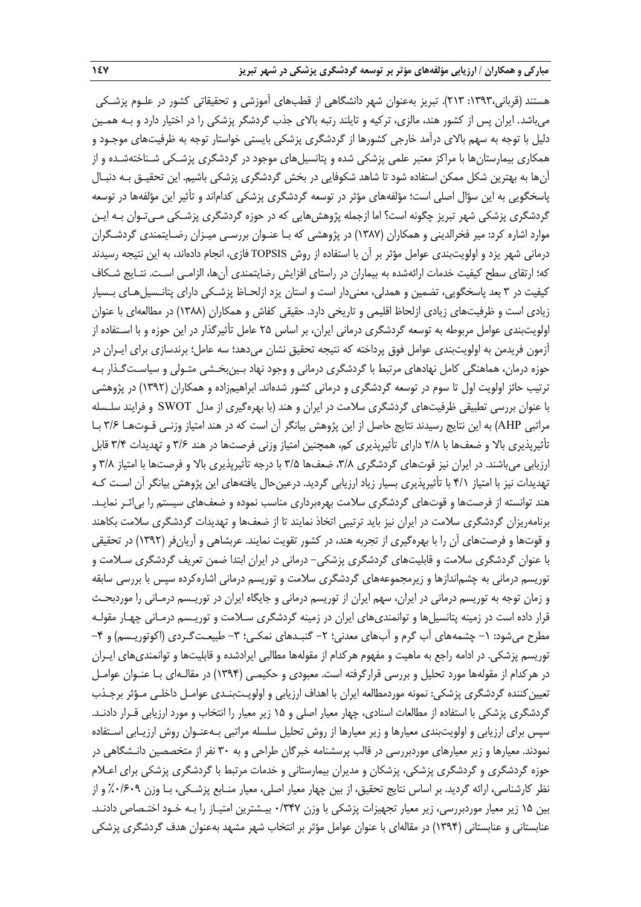هستند (قربانی،۱۳۹۳: ۲۱۳). تبریز به‌عنوان شهر دانشگاهی از قطب‌های آموزشی و تحقیقاتی کشور در علـوم پزشـکی می‌باشد. ایران پس از کشور هند، مالزی، ترکیه و تایلند رتبه بالای جذب گردشگر پزشکی را در اختیار دارد و بـه همـین دلیل با توجه به سهم بالای درآمد خارجی کشورها از گردشگری پزشکی بایستی خواستار توجه به ظرفیت‌های موجـود و همکاری بیمارستان‌ها با مراکز معتبر علمی پزشکی شده و پتانسیل‌های موجود در گردشگری پزشـکی شـناخته‌شـده و از آن‌ها به بهترین شکل ممکن استفاده شود تا شاهد شکوفایی در بخش گردشگری پزشکی باشیم. این تحقیـق بـه دنبـال پاسخگویی به این سؤال اصلی است؛ مؤلفه‌های مؤثر در توسعه گردشگری پزشکی کدام‌اند و تأثیر این مؤلفه‌ها در توسعه گردشگری پزشکی شهر تبریز چگونه است؟ اما ازجمله پژوهش‌هایی که در حوزه گردشگری پزشـکی مـی‌تـوان بـه ایـن موارد اشاره کرد: میر فخرالدینی و همکاران (۱۳۸۷) در پژوهشی که بـا عنـوان بررسـی میـزان رضـایتمندی گردشـگران درمانی شهر یزد و اولویت‌بندی عوامل مؤثر بر آن با استفاده از روش TOPSIS فازی، انجام داده‌اند، به این نتیجه رسیدند که؛ ارتقای سطح کیفیت خدمات ارائه‌شده به بیماران در راستای افزایش رضایتمندی آن‌ها، الزامـی اسـت. نتـایج شـکاف کیفیت در ۳ بعد پاسخگویی، تضمین و همدلی، معنی‌دار است و استان یزد ازلحـاظ پزشـکی دارای پتانـسیل‌هـای بـسیار زیادی است و ظرفیت‌های زیادی ازلحاظ اقلیمی و تاریخی دارد. حقیقی کفاش و همکاران (۱۳۸۸) در مطالعه‌ای با عنوان اولویت‌بندی عوامل مربوطه به توسعه گردشگری درمانی ایران، بر اساس ۲۵ عامل تأثیرگذار در این حوزه و با اسـتفاده از آزمون فریدمن به اولویت‌بندی عوامل فوق پرداخته که نتیجه تحقیق نشان می‌دهد؛ سه عامل؛ برندسازی برای ایـران در حوزه درمان، هماهنگی کامل نهادهای مرتبط با گردشگری درمانی و وجود نهاد بـین‌بخـشی متـولی و سیاسـت‌گـذار بـه ترتیب حائز اولویت اول تا سوم در توسعه گردشگری و درمانی کشور شده‌اند. ابراهیم‌زاده و همکاران (۱۳۹۲) در پژوهشی با عنوان بررسی تطبیقی ظرفیت‌های گردشگری سلامت در ایران و هند (با بهره‌گیری از مدل SWOT و فرایند سلـسله مراتبی AHP) به این نتایج رسیدند نتایج حاصل از این پژوهش بیانگر آن است که در هند امتیاز وزنـی قـوت‌هـا ۳/۶ بـا تأثیرپذیری بالا و ضعف‌ها با ۲/۸ دارای تأثیرپذیری کم، همچنین امتیاز وزنی فرصت‌ها در هند ۳/۶ و تهدیدات ۳/۴ قابل ارزیابی می‌باشند. در ایران نیز قوت‌های گردشگری ۳/۸، ضعف‌ها ۳/۵ با درجه تأثیرپذیری بالا و فرصت‌ها با امتیاز ۳/۸ و تهدیدات نیز با امتیاز ۴/۱ با تأثیرپذیری بسیار زیاد ارزیابی گردید. درعین‌حال یافته‌های این پژوهش بیانگر آن اسـت کـه هند توانسته از فرصت‌ها و قوت‌های گردشگری سلامت بهره‌برداری مناسب نموده و ضعف‌های سیستم را بی‌اثـر نمایـد. برنامه‌ریزان گردشگری سلامت در ایران نیز باید ترتیبی اتخاذ نمایند تا از ضعف‌ها و تهدیدات گردشگری سلامت بکاهند و قوت‌ها و فرصت‌های آن را با بهره‌گیری از تجربه هند، در کشور تقویت نمایند. عربشاهی و آریان‌فر (۱۳۹۲) در تحقیقی با عنوان گردشگری سلامت و قابلیت‌های گردشگری پزشکی– درمانی در ایران ابتدا ضمن تعریف گردشگری سـلامت و توریسم درمانی به چشم‌اندازها و زیرمجموعه‌های گردشگری سلامت و توریسم درمانی اشاره‌کرده سپس با بررسی سابقه و زمان توجه به توریسم درمانی در ایران، سهم ایران از توریسم درمانی و جایگاه ایران در توریـسم درمـانی را موردبحـث قرار داده است در زمینه پتانسیل‌ها و توانمندی‌های ایران در زمینه گردشگری سـلامت و توریـسم درمـانی چهـار مقولـه مطرح می‌شود: ۱- چشمه‌های آب گرم و آب‌های معدنی؛ ۲- گنبـدهای نمکـی؛ ۳- طبیعـت‌گـردی (اکوتوریـسم) و ۴- توریسم پزشکی. در ادامه راجع به ماهیت و مفهوم هرکدام از مقوله‌ها مطالبی ایرادشده و قابلیت‌ها و توانمندی‌های ایـران در هرکدام از مقوله‌ها مورد تحلیل و بررسی قرارگرفته است. معبودی و حکیمـی (۱۳۹۴) در مقالـه‌ای بـا عنـوان عوامـل تعیین‌کننده گردشگری پزشکی: نمونه موردمطالعه ایران با اهداف ارزیابی و اولویـت‌بنـدی عوامـل داخلـی مـؤثر برجـذب گردشگری پزشکی با استفاده از مطالعات اسنادی، چهار معیار اصلی و ۱۵ زیر معیار را انتخاب و مورد ارزیابی قـرار دادنـد. سپس برای ارزیابی و اولویت‌بندی معیارها و زیر معیارها از روش تحلیل سلسله مراتبی بـه‌عنـوان روش ارزیـابی اسـتفاده نمودند. معیارها و زیر معیارهای موردبررسی در قالب پرسشنامه خبرگان طراحی و به ۳۰ نفر از متخصصین دانـشگاهی در حوزه گردشگری و گردشگری پزشکی، پزشکان و مدیران بیمارستانی و خدمات مرتبط با گردشگری پزشکی برای اعـلام نظر کارشناسی، ارائه گردید. بر اساس نتایج تحقیق، از بین چهار معیار اصلی، معیار منـابع پزشـکی، بـا وزن ۰/۶۰۹٪ و از بین ۱۵ زیر معیار موردبررسی، زیر معیار تجهیزات پزشکی با وزن ۰/۳۴۷ بیـشترین امتیـاز را بـه خـود اختـصاص دادنـد. عنابستانی و عنابستانی (۱۳۹۴) در مقاله‌ای با عنوان عوامل مؤثر بر انتخاب شهر مشهد به‌عنوان هدف گردشگری پزشکی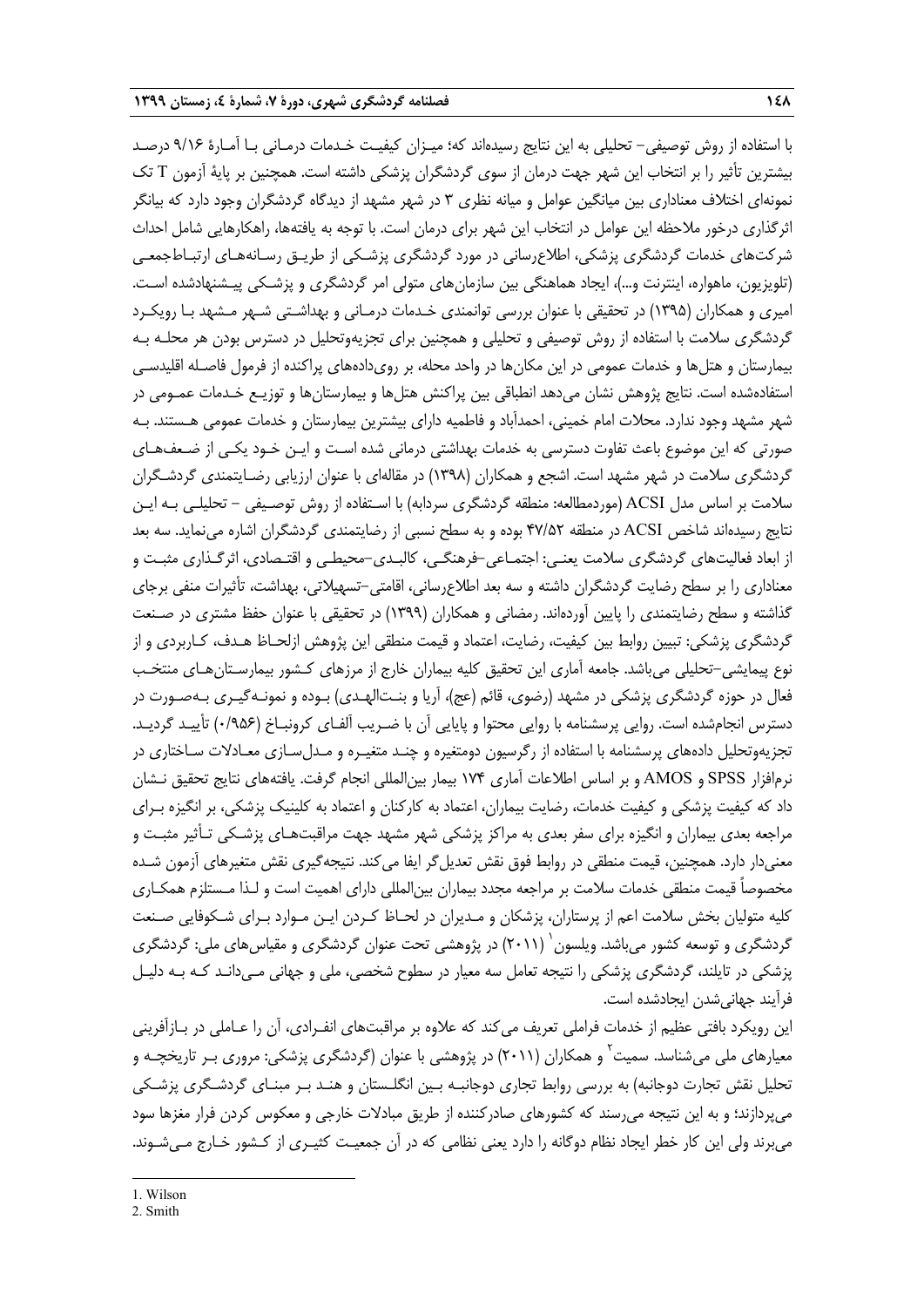با استفاده از روش توصیفی- تحلیلی به این نتایج رسیده‌اند که؛ میزان کیفیت خدمات درمانی با آمارهٔ ۹/۱۶ درصد بیشترین تأثیر را بر انتخاب این شهر جهت درمان از سوی گردشگران پزشکی داشته است. همچنین بر پایهٔ آزمون T تک نمونه‌ای اختلاف معناداری بین میانگین عوامل و میانه نظری ۳ در شهر مشهد از دیدگاه گردشگران وجود دارد که بیانگر اثرگذاری درخور ملاحظه این عوامل در انتخاب این شهر برای درمان است. با توجه به یافته‌ها، راهکارهایی شامل احداث شرکت‌های خدمات گردشگری پزشکی، اطلاع‌رسانی در مورد گردشگری پزشکی از طریق رسانه‌های ارتباط‌جمعی (تلویزیون، ماهواره، اینترنت و...)، ایجاد هماهنگی بین سازمان‌های متولی امر گردشگری و پزشکی پیشنهادشده است. امیری و همکاران (۱۳۹۵) در تحقیقی با عنوان بررسی توانمندی خدمات درمانی و بهداشتی شهر مشهد با رویکرد گردشگری سلامت با استفاده از روش توصیفی و تحلیلی و همچنین برای تجزیه‌وتحلیل در دسترس بودن هر محله به بیمارستان و هتل‌ها و خدمات عمومی در این مکان‌ها در واحد محله، بر روی‌داده‌های پراکنده از فرمول فاصله اقلیدسی استفاده‌شده است. نتایج پژوهش نشان می‌دهد انطباقی بین پراکنش هتل‌ها و بیمارستان‌ها و توزیع خدمات عمومی در شهر مشهد وجود ندارد. محلات امام خمینی، احمدآباد و فاطمیه دارای بیشترین بیمارستان و خدمات عمومی هستند. به صورتی که این موضوع باعث تفاوت دسترسی به خدمات بهداشتی درمانی شده است و این خود یکی از ضعف‌های گردشگری سلامت در شهر مشهد است. اشجع و همکاران (۱۳۹۸) در مقاله‌ای با عنوان ارزیابی رضایتمندی گردشگران سلامت بر اساس مدل ACSI (موردمطالعه: منطقه گردشگری سردابه) با استفاده از روش توصیفی – تحلیلی به این نتایج رسیده‌اند شاخص ACSI در منطقه ۴۷/۵۲ بوده و به سطح نسبی از رضایتمندی گردشگران اشاره می‌نماید. سه بعد از ابعاد فعالیت‌های گردشگری سلامت یعنی: اجتماعی–فرهنگی، کالبدی–محیطی و اقتصادی، اثرگذاری مثبت و معناداری را بر سطح رضایت گردشگران داشته و سه بعد اطلاع‌رسانی، اقامتی–تسهیلاتی، بهداشت، تأثیرات منفی برجای گذاشته و سطح رضایتمندی را پایین آورده‌اند. رمضانی و همکاران (۱۳۹۹) در تحقیقی با عنوان حفظ مشتری در صنعت گردشگری پزشکی: تبیین روابط بین کیفیت، رضایت، اعتماد و قیمت منطقی این پژوهش ازلحاظ هدف، کاربردی و از نوع پیمایشی–تحلیلی می‌باشد. جامعه آماری این تحقیق کلیه بیماران خارج از مرزهای کشور بیمارستان‌های منتخب فعال در حوزه گردشگری پزشکی در مشهد (رضوی، قائم (عج)، آریا و بنت‌الهدی) بوده و نمونه‌گیری به‌صورت در دسترس انجام‌شده است. روایی پرسشنامه با روایی محتوا و پایایی آن با ضریب آلفای کرونباخ (۰/۹۵۶) تأیید گردید. تجزیه‌وتحلیل داده‌های پرسشنامه با استفاده از رگرسیون دومتغیره و چند متغیره و مدل‌سازی معادلات ساختاری در نرم‌افزار SPSS و AMOS و بر اساس اطلاعات آماری ۱۷۴ بیمار بین‌المللی انجام گرفت. یافته‌های نتایج تحقیق نشان داد که کیفیت پزشکی و کیفیت خدمات، رضایت بیماران، اعتماد به کارکنان و اعتماد به کلینیک پزشکی، بر انگیزه برای مراجعه بعدی بیماران و انگیزه برای سفر بعدی به مراکز پزشکی شهر مشهد جهت مراقبت‌های پزشکی تأثیر مثبت و معنی‌دار دارد. همچنین، قیمت منطقی در روابط فوق نقش تعدیل‌گر ایفا می‌کند. نتیجه‌گیری نقش متغیرهای آزمون شده مخصوصاً قیمت منطقی خدمات سلامت بر مراجعه مجدد بیماران بین‌المللی دارای اهمیت است و لذا مستلزم همکاری کلیه متولیان بخش سلامت اعم از پرستاران، پزشکان و مدیران در لحاظ کردن این موارد برای شکوفایی صنعت گردشگری و توسعه کشور می‌باشد. ویلسون[1] (۲۰۱۱) در پژوهشی تحت عنوان گردشگری و مقیاس‌های ملی: گردشگری پزشکی در تایلند، گردشگری پزشکی را نتیجه تعامل سه معیار در سطوح شخصی، ملی و جهانی می‌داند که به دلیل فرآیند جهانی‌شدن ایجادشده است.

این رویکرد بافتی عظیم از خدمات فراملی تعریف می‌کند که علاوه بر مراقبت‌های انفرادی، آن را عاملی در بازآفرینی معیارهای ملی می‌شناسد. سمیت[2] و همکاران (۲۰۱۱) در پژوهشی با عنوان (گردشگری پزشکی: مروری بر تاریخچه و تحلیل نقش تجارت دوجانبه) به بررسی روابط تجاری دوجانبه بین انگلستان و هند بر مبنای گردشگری پزشکی می‌پردازند؛ و به این نتیجه می‌رسند که کشورهای صادرکننده از طریق مبادلات خارجی و معکوس کردن فرار مغزها سود می‌برند ولی این کار خطر ایجاد نظام دوگانه را دارد یعنی نظامی که در آن جمعیت کثیری از کشور خارج می‌شوند.

1. Wilson
2. Smith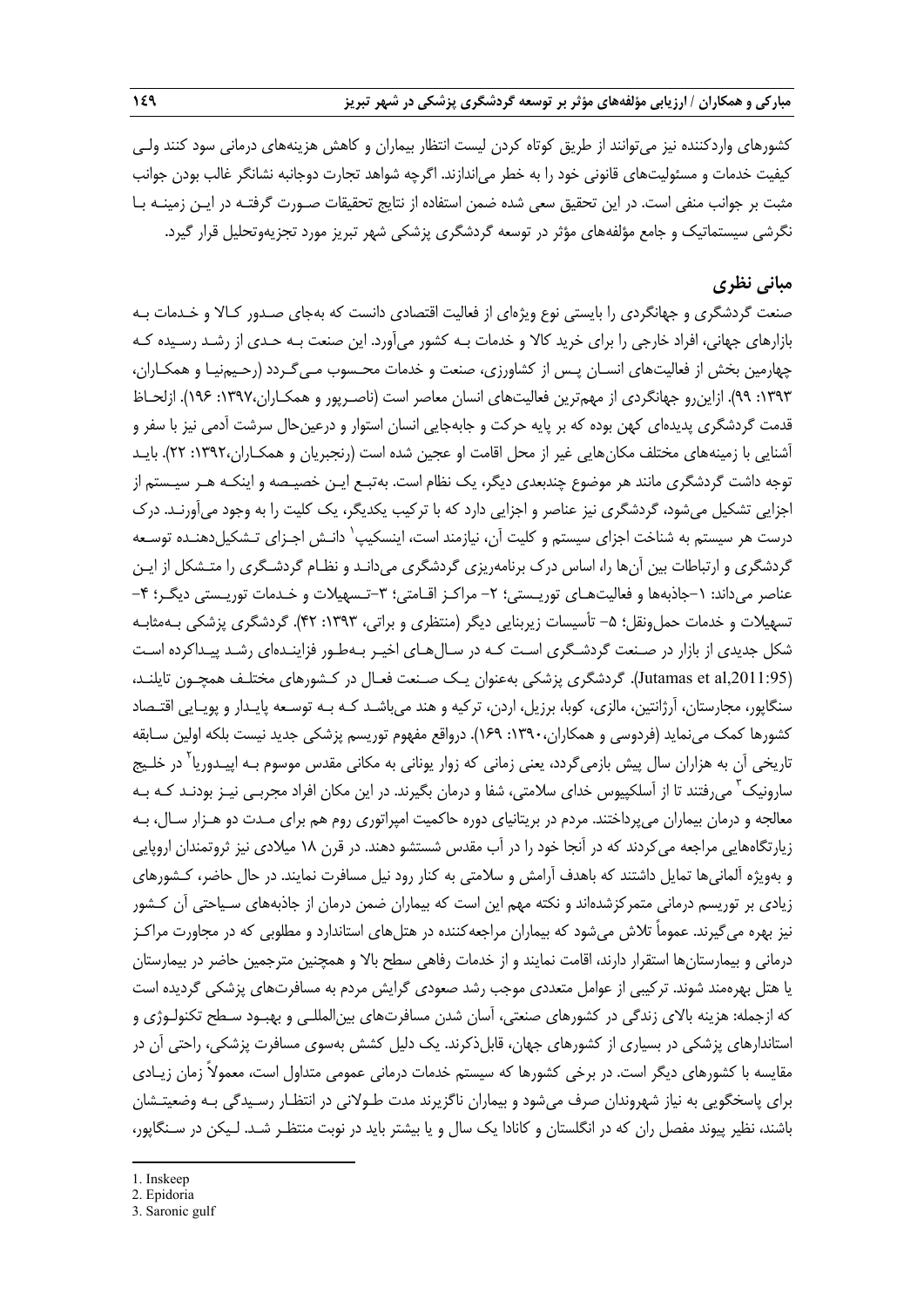کشورهای واردکننده نیز می‌توانند از طریق کوتاه کردن لیست انتظار بیماران و کاهش هزینه‌های درمانی سود کنند ولی کیفیت خدمات و مسئولیت‌های قانونی خود را به خطر می‌اندازند. اگرچه شواهد تجارت دوجانبه نشانگر غالب بودن جوانب مثبت بر جوانب منفی است. در این تحقیق سعی شده ضمن استفاده از نتایج تحقیقات صورت گرفته در این زمینه با نگرشی سیستماتیک و جامع مؤلفه‌های مؤثر در توسعه گردشگری پزشکی شهر تبریز مورد تجزیه‌وتحلیل قرار گیرد.

## مبانی نظری

صنعت گردشگری و جهانگردی را بایستی نوع ویژه‌ای از فعالیت اقتصادی دانست که به‌جای صدور کالا و خدمات به بازارهای جهانی، افراد خارجی را برای خرید کالا و خدمات به کشور می‌آورد. این صنعت به حدی از رشد رسیده که چهارمین بخش از فعالیت‌های انسان پس از کشاورزی، صنعت و خدمات محسوب می‌گردد (رحیم‌نیا و همکاران، ۱۳۹۳: ۹۹). ازاین‌رو جهانگردی از مهم‌ترین فعالیت‌های انسان معاصر است (ناصرپور و همکاران،۱۳۹۷: ۱۹۶). ازلحاظ قدمت گردشگری پدیده‌ای کهن بوده که بر پایه حرکت و جابه‌جایی انسان استوار و درعین‌حال سرشت آدمی نیز با سفر و آشنایی با زمینه‌های مختلف مکان‌هایی غیر از محل اقامت او عجین شده است (رنجبریان و همکاران،۱۳۹۲: ۲۲). باید توجه داشت گردشگری مانند هر موضوع چندبعدی دیگر، یک نظام است. به‌تبع این خصیصه و اینکه هر سیستم از اجزایی تشکیل می‌شود، گردشگری نیز عناصر و اجزایی دارد که با ترکیب یکدیگر، یک کلیت را به وجود می‌آورند. درک درست هر سیستم به شناخت اجزای سیستم و کلیت آن، نیازمند است، اینسکیپ[1] دانش اجزای تشکیل‌دهنده توسعه گردشگری و ارتباطات بین آن‌ها را، اساس درک برنامه‌ریزی گردشگری می‌داند و نظام گردشگری را متشکل از این عناصر می‌داند: ۱-جاذبه‌ها و فعالیت‌های توریستی؛ ۲- مراکز اقامتی؛ ۳-تسهیلات و خدمات توریستی دیگر؛ ۴- تسهیلات و خدمات حمل‌ونقل؛ ۵- تأسیسات زیربنایی دیگر (منتظری و براتی، ۱۳۹۳: ۴۲). گردشگری پزشکی به‌مثابه شکل جدیدی از بازار در صنعت گردشگری است که در سال‌های اخیر به‌طور فزاینده‌ای رشد پیداکرده است (Jutamas et al,2011:95). گردشگری پزشکی به‌عنوان یک صنعت فعال در کشورهای مختلف همچون تایلند، سنگاپور، مجارستان، آرژانتین، مالزی، کوبا، برزیل، اردن، ترکیه و هند می‌باشد که به توسعه پایدار و پویایی اقتصاد کشورها کمک می‌نماید (فردوسی و همکاران،۱۳۹۰: ۱۶۹). درواقع مفهوم توریسم پزشکی جدید نیست بلکه اولین سابقه تاریخی آن به هزاران سال پیش بازمی‌گردد، یعنی زمانی که زوار یونانی به مکانی مقدس موسوم به اپیدوریا[2] در خلیج سارونیک[3] می‌رفتند تا از آسکلپیوس خدای سلامتی، شفا و درمان بگیرند. در این مکان افراد مجربی نیز بودند که به معالجه و درمان بیماران می‌پرداختند. مردم در بریتانیای دوره حاکمیت امپراتوری روم هم برای مدت دو هزار سال، به زیارتگاه‌هایی مراجعه می‌کردند که در آنجا خود را در آب مقدس شستشو دهند. در قرن ۱۸ میلادی نیز ثروتمندان اروپایی و به‌ویژه آلمانی‌ها تمایل داشتند که باهدف آرامش و سلامتی به کنار رود نیل مسافرت نمایند. در حال حاضر، کشورهای زیادی بر توریسم درمانی متمرکزشده‌اند و نکته مهم این است که بیماران ضمن درمان از جاذبه‌های سیاحتی آن کشور نیز بهره می‌گیرند. عموماً تلاش می‌شود که بیماران مراجعه‌کننده در هتل‌های استاندارد و مطلوبی که در مجاورت مراکز درمانی و بیمارستان‌ها استقرار دارند، اقامت نمایند و از خدمات رفاهی سطح بالا و همچنین مترجمین حاضر در بیمارستان یا هتل بهره‌مند شوند. ترکیبی از عوامل متعددی موجب رشد صعودی گرایش مردم به مسافرت‌های پزشکی گردیده است که ازجمله: هزینه بالای زندگی در کشورهای صنعتی، آسان شدن مسافرت‌های بین‌المللی و بهبود سطح تکنولوژی و استانداردهای پزشکی در بسیاری از کشورهای جهان، قابل‌ذکرند. یک دلیل کشش به‌سوی مسافرت پزشکی، راحتی آن در مقایسه با کشورهای دیگر است. در برخی کشورها که سیستم خدمات درمانی عمومی متداول است، معمولاً زمان زیادی برای پاسخگویی به نیاز شهروندان صرف می‌شود و بیماران ناگزیرند مدت طولانی در انتظار رسیدگی به وضعیتشان باشند، نظیر پیوند مفصل ران که در انگلستان و کانادا یک سال و یا بیشتر باید در نوبت منتظر شد. لیکن در سنگاپور،

---

1. Inskeep
2. Epidoria
3. Saronic gulf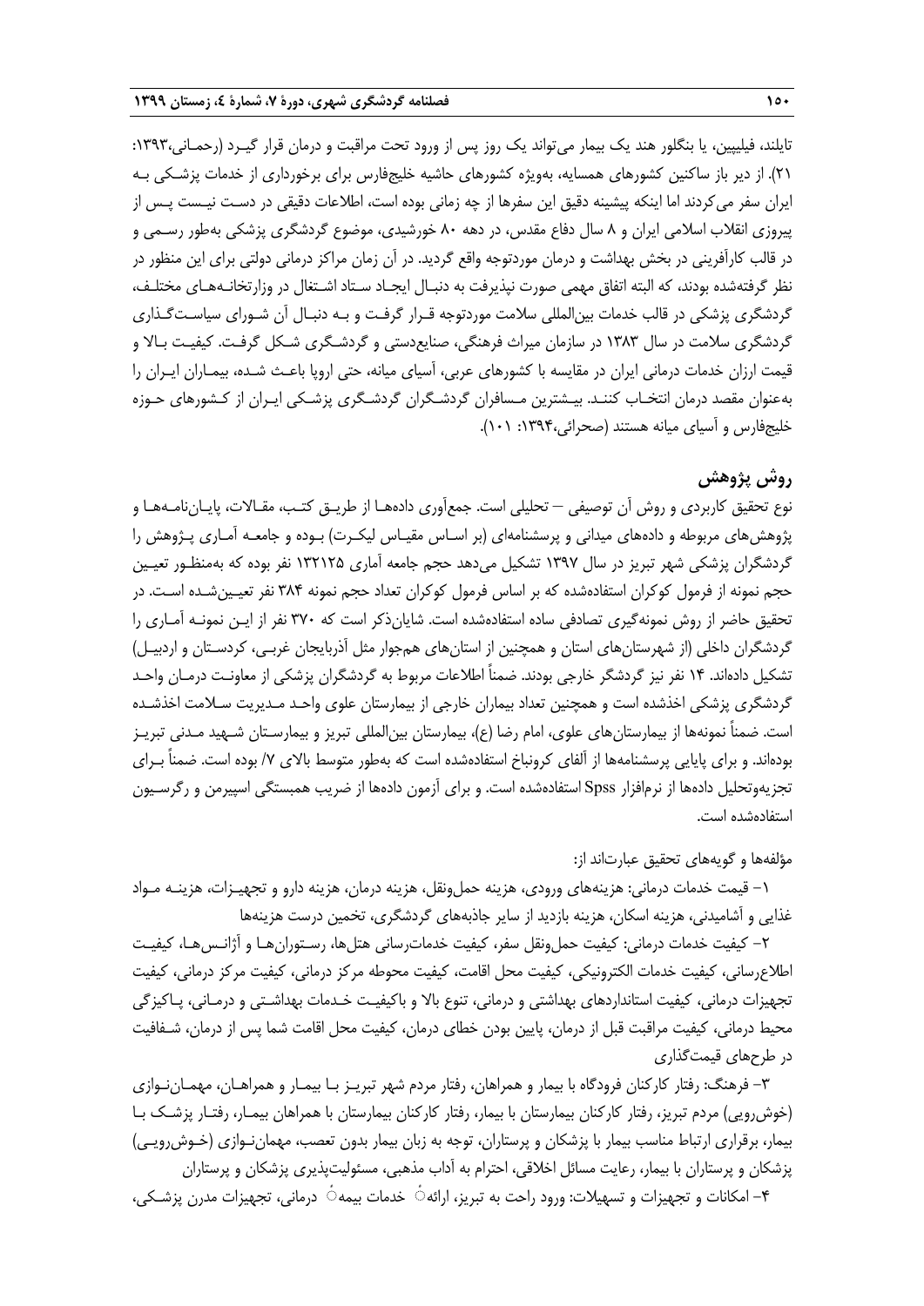تایلند، فیلیپین، یا بنگلور هند یک بیمار می‌تواند یک روز پس از ورود تحت مراقبت و درمان قرار گیرد (رحمانی،۱۳۹۳: ۲۱). از دیر باز ساکنین کشورهای همسایه، به‌ویژه کشورهای حاشیه خلیج‌فارس برای برخورداری از خدمات پزشکی به ایران سفر می‌کردند اما اینکه پیشینه دقیق این سفرها از چه زمانی بوده است، اطلاعات دقیقی در دست نیست پس از پیروزی انقلاب اسلامی ایران و ۸ سال دفاع مقدس، در دهه ۸۰ خورشیدی، موضوع گردشگری پزشکی به‌طور رسمی و در قالب کارآفرینی در بخش بهداشت و درمان موردتوجه واقع گردید. در آن زمان مراکز درمانی دولتی برای این منظور در نظر گرفته‌شده بودند، که البته اتفاق مهمی صورت نپذیرفت به دنبال ایجاد ستاد اشتغال در وزارتخانه‌های مختلف، گردشگری پزشکی در قالب خدمات بین‌المللی سلامت موردتوجه قرار گرفت و به دنبال آن شورای سیاست‌گذاری گردشگری سلامت در سال ۱۳۸۳ در سازمان میراث فرهنگی، صنایع‌دستی و گردشگری شکل گرفت. کیفیت بالا و قیمت ارزان خدمات درمانی ایران در مقایسه با کشورهای عربی، آسیای میانه، حتی اروپا باعث شده، بیماران ایران را به‌عنوان مقصد درمان انتخاب کنند. بیشترین مسافران گردشگران گردشگری پزشکی ایران از کشورهای حوزه خلیج‌فارس و آسیای میانه هستند (صحرائی،۱۳۹۴: ۱۰۱).

## روش پژوهش

نوع تحقیق کاربردی و روش آن توصیفی – تحلیلی است. جمع‌آوری داده‌ها از طریق کتب، مقالات، پایان‌نامه‌ها و پژوهش‌های مربوطه و داده‌های میدانی و پرسشنامه‌ای (بر اساس مقیاس لیکرت) بوده و جامعه آماری پژوهش را گردشگران پزشکی شهر تبریز در سال ۱۳۹۷ تشکیل می‌دهد حجم جامعه آماری ۱۳۲۱۲۵ نفر بوده که به‌منظور تعیین حجم نمونه از فرمول کوکران استفاده‌شده که بر اساس فرمول کوکران تعداد حجم نمونه ۳۸۴ نفر تعیین‌شده است. در تحقیق حاضر از روش نمونه‌گیری تصادفی ساده استفاده‌شده است. شایان‌ذکر است که ۳۷۰ نفر از این نمونه آماری را گردشگران داخلی (از شهرستان‌های استان و همچنین از استان‌های همجوار مثل آذربایجان غربی، کردستان و اردبیل) تشکیل داده‌اند. ۱۴ نفر نیز گردشگر خارجی بودند. ضمناً اطلاعات مربوط به گردشگران پزشکی از معاونت درمان واحد گردشگری پزشکی اخذشده است و همچنین تعداد بیماران خارجی از بیمارستان علوی واحد مدیریت سلامت اخذشده است. ضمناً نمونه‌ها از بیمارستان‌های علوی، امام رضا (ع)، بیمارستان بین‌المللی تبریز و بیمارستان شهید مدنی تبریز بوده‌اند. و برای پایایی پرسشنامه‌ها از آلفای کرونباخ استفاده‌شده است که به‌طور متوسط بالای ۷/ بوده است. ضمناً برای تجزیه‌وتحلیل داده‌ها از نرم‌افزار Spss استفاده‌شده است. و برای آزمون داده‌ها از ضریب همبستگی اسپیرمن و رگرسیون استفاده‌شده است.

مؤلفه‌ها و گویه‌های تحقیق عبارت‌اند از:

۱- قیمت خدمات درمانی: هزینه‌های ورودی، هزینه حمل‌ونقل، هزینه درمان، هزینه دارو و تجهیزات، هزینه مواد غذایی و آشامیدنی، هزینه اسکان، هزینه بازدید از سایر جاذبه‌های گردشگری، تخمین درست هزینه‌ها

۲- کیفیت خدمات درمانی: کیفیت حمل‌ونقل سفر، کیفیت خدمات‌رسانی هتل‌ها، رستوران‌ها و آژانس‌ها، کیفیت اطلاع‌رسانی، کیفیت خدمات الکترونیکی، کیفیت محل اقامت، کیفیت محوطه مرکز درمانی، کیفیت مرکز درمانی، کیفیت تجهیزات درمانی، کیفیت استانداردهای بهداشتی و درمانی، تنوع بالا و باکیفیت خدمات بهداشتی و درمانی، پاکیزگی محیط درمانی، کیفیت مراقبت قبل از درمان، پایین بودن خطای درمان، کیفیت محل اقامت شما پس از درمان، شفافیت در طرح‌های قیمت‌گذاری

۳- فرهنگ: رفتار کارکنان فرودگاه با بیمار و همراهان، رفتار مردم شهر تبریز با بیمار و همراهان، مهمان‌نوازی (خوش‌رویی) مردم تبریز، رفتار کارکنان بیمارستان با بیمار، رفتار کارکنان بیمارستان با همراهان بیمار، رفتار پزشک با بیمار، برقراری ارتباط مناسب بیمار با پزشکان و پرستاران، توجه به زبان بیمار بدون تعصب، مهمان‌نوازی (خوش‌رویی) پزشکان و پرستاران با بیمار، رعایت مسائل اخلاقی، احترام به آداب مذهبی، مسئولیت‌پذیری پزشکان و پرستاران

۴- امکانات و تجهیزات و تسهیلات: ورود راحت به تبریز، ارائهٔ خدمات بیمهٔ درمانی، تجهیزات مدرن پزشکی،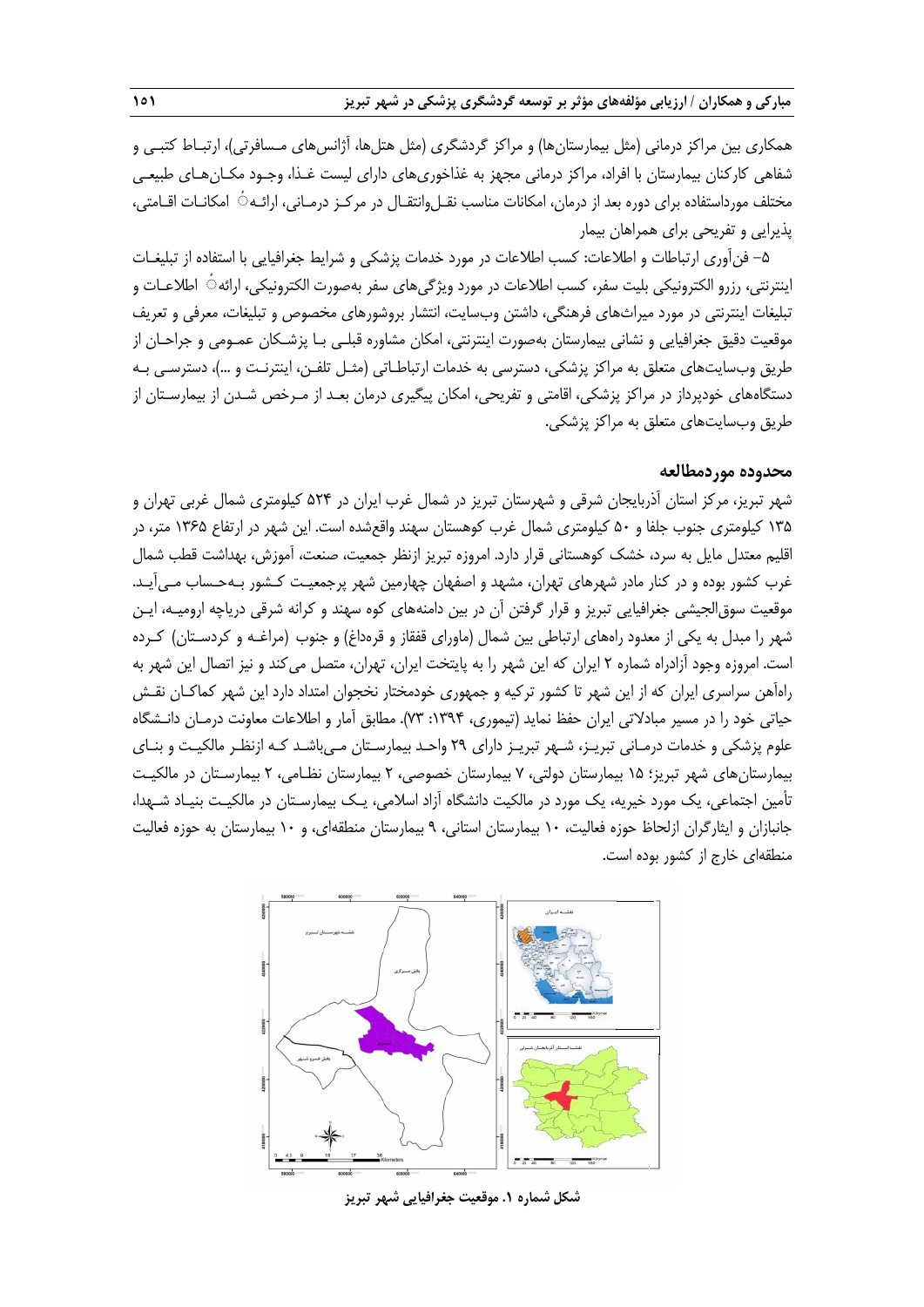همکاری بین مراکز درمانی (مثل بیمارستان‌ها) و مراکز گردشگری (مثل هتل‌ها، آژانس‌های مسافرتی)، ارتباط کتبی و شفاهی کارکنان بیمارستان با افراد، مراکز درمانی مجهز به غذاخوری‌های دارای لیست غذا، وجود مکان‌های طبیعی مختلف مورداستفاده برای دوره بعد از درمان، امکانات مناسب نقل‌وانتقال در مرکز درمانی، ارائهٔ امکانات اقامتی، پذیرایی و تفریحی برای همراهان بیمار

۵- فن‌آوری ارتباطات و اطلاعات: کسب اطلاعات در مورد خدمات پزشکی و شرایط جغرافیایی با استفاده از تبلیغات اینترنتی، رزرو الکترونیکی بلیت سفر، کسب اطلاعات در مورد ویژگی‌های سفر به‌صورت الکترونیکی، ارائهٔ اطلاعات و تبلیغات اینترنتی در مورد میراث‌های فرهنگی، داشتن وب‌سایت، انتشار بروشورهای مخصوص و تبلیغات، معرفی و تعریف موقعیت دقیق جغرافیایی و نشانی بیمارستان به‌صورت اینترنتی، امکان مشاوره قبلی با پزشکان عمومی و جراحان از طریق وب‌سایت‌های متعلق به مراکز پزشکی، دسترسی به خدمات ارتباطاتی (مثل تلفن، اینترنت و ...)، دسترسی به دستگاه‌های خودپرداز در مراکز پزشکی، اقامتی و تفریحی، امکان پیگیری درمان بعد از مرخص شدن از بیمارستان از طریق وب‌سایت‌های متعلق به مراکز پزشکی.

## محدوده موردمطالعه

شهر تبریز، مرکز استان آذربایجان شرقی و شهرستان تبریز در شمال غرب ایران در ۵۲۴ کیلومتری شمال غربی تهران و ۱۳۵ کیلومتری جنوب جلفا و ۵۰ کیلومتری شمال غرب کوهستان سهند واقع‌شده است. این شهر در ارتفاع ۱۳۶۵ متر، در اقلیم معتدل مایل به سرد، خشک کوهستانی قرار دارد. امروزه تبریز ازنظر جمعیت، صنعت، آموزش، بهداشت قطب شمال غرب کشور بوده و در کنار مادر شهرهای تهران، مشهد و اصفهان چهارمین شهر پرجمعیت کشور به‌حساب می‌آید. موقعیت سوق‌الجیشی جغرافیایی تبریز و قرار گرفتن آن در بین دامنه‌های کوه سهند و کرانه شرقی دریاچه ارومیه، این شهر را مبدل به یکی از معدود راه‌های ارتباطی بین شمال (ماورای قفقاز و قره‌داغ) و جنوب (مراغه و کردستان) کرده است. امروزه وجود آزادراه شماره ۲ ایران که این شهر را به پایتخت ایران، تهران، متصل می‌کند و نیز اتصال این شهر به راه‌آهن سراسری ایران که از این شهر تا کشور ترکیه و جمهوری خودمختار نخجوان امتداد دارد این شهر کماکان نقش حیاتی خود را در مسیر مبادلاتی ایران حفظ نماید (تیموری، ۱۳۹۴: ۷۳). مطابق آمار و اطلاعات معاونت درمان دانشگاه علوم پزشکی و خدمات درمانی تبریز، شهر تبریز دارای ۲۹ واحد بیمارستان می‌باشد که ازنظر مالکیت و بنای بیمارستان‌های شهر تبریز؛ ۱۵ بیمارستان دولتی، ۷ بیمارستان خصوصی، ۲ بیمارستان نظامی، ۲ بیمارستان در مالکیت تأمین اجتماعی، یک مورد خیریه، یک مورد در مالکیت دانشگاه آزاد اسلامی، یک بیمارستان در مالکیت بنیاد شهدا، جانبازان و ایثارگران ازلحاظ حوزه فعالیت، ۱۰ بیمارستان استانی، ۹ بیمارستان منطقه‌ای، و ۱۰ بیمارستان به حوزه فعالیت منطقه‌ای خارج از کشور بوده است.

**شکل شماره ۱. موقعیت جغرافیایی شهر تبریز**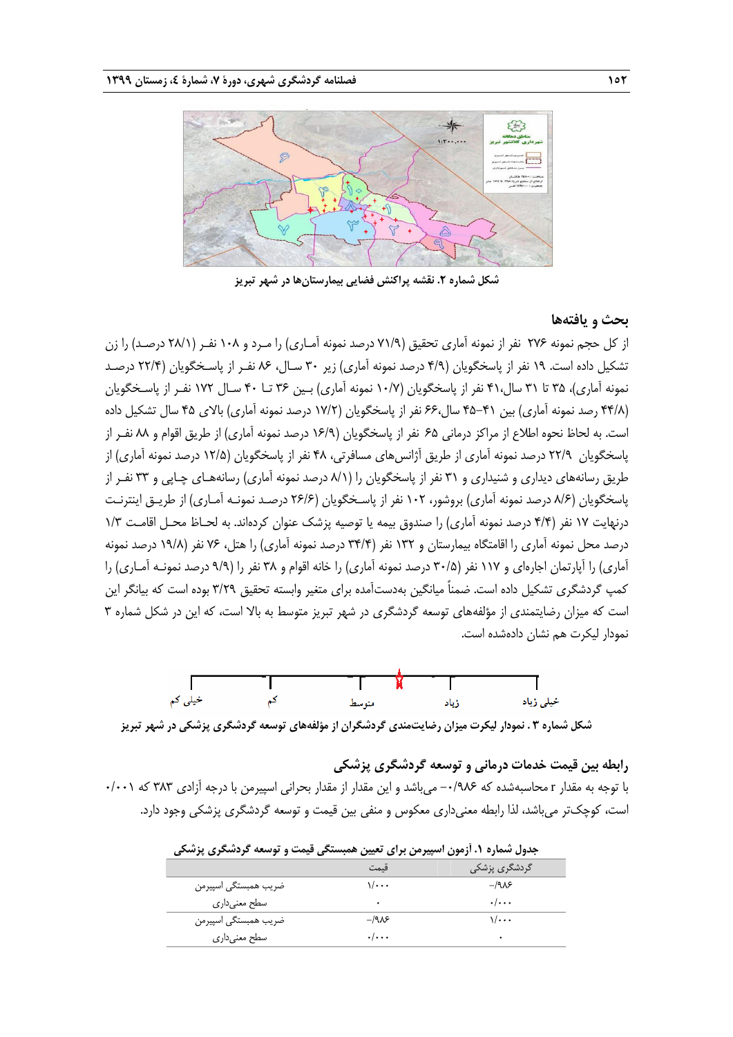شکل شماره ۲. نقشه پراکنش فضایی بیمارستان‌ها در شهر تبریز

## بحث و یافته‌ها

از کل حجم نمونه ۲۷۶ نفر از نمونه آماری تحقیق (۷۱/۹ درصد نمونه آماری) را مرد و ۱۰۸ نفر (۲۸/۱ درصد) را زن تشکیل داده است. ۱۹ نفر از پاسخگویان (۴/۹ درصد نمونه آماری) زیر ۳۰ سال، ۸۶ نفر از پاسخگویان (۲۲/۴ درصد نمونه آماری)، ۳۵ تا ۳۱ سال،۴۱ نفر از پاسخگویان (۱۰/۷ نمونه آماری) بین ۳۶ تا ۴۰ سال ۱۷۲ نفر از پاسخگویان (۴۴/۸ رصد نمونه آماری) بین ۴۱–۴۵ سال،۶۶ نفر از پاسخگویان (۱۷/۲ درصد نمونه آماری) بالای ۴۵ سال تشکیل داده است. به لحاظ نحوه اطلاع از مراکز درمانی ۶۵ نفر از پاسخگویان (۱۶/۹ درصد نمونه آماری) از طریق اقوام و ۸۸ نفر از پاسخگویان ۲۲/۹ درصد نمونه آماری از طریق آژانس‌های مسافرتی، ۴۸ نفر از پاسخگویان (۱۲/۵ درصد نمونه آماری) از طریق رسانه‌های دیداری و شنیداری و ۳۱ نفر از پاسخگویان را (۸/۱ درصد نمونه آماری) رسانه‌های چاپی و ۳۳ نفر از پاسخگویان (۸/۶ درصد نمونه آماری) بروشور، ۱۰۲ نفر از پاسخگویان (۲۶/۶ درصد نمونه آماری) از طریق اینترنت درنهایت ۱۷ نفر (۴/۴ درصد نمونه آماری) را صندوق بیمه یا توصیه پزشک عنوان کرده‌اند. به لحاظ محل اقامت ۱/۳ درصد محل نمونه آماری را اقامتگاه بیمارستان و ۱۳۲ نفر (۳۴/۴ درصد نمونه آماری) را هتل، ۷۶ نفر (۱۹/۸ درصد نمونه آماری) را آپارتمان اجاره‌ای و ۱۱۷ نفر (۳۰/۵ درصد نمونه آماری) را خانه اقوام و ۳۸ نفر را (۹/۹ درصد نمونه آماری) را کمپ گردشگری تشکیل داده است. ضمناً میانگین به‌دست‌آمده برای متغیر وابسته تحقیق ۳/۲۹ بوده است که بیانگر این است که میزان رضایتمندی از مؤلفه‌های توسعه گردشگری در شهر تبریز متوسط به بالا است، که این در شکل شماره ۳ نمودار لیکرت هم نشان داده‌شده است.

خیلی زیاد — زیاد — متوسط — کم — خیلی کم

شکل شماره ۳ . نمودار لیکرت میزان رضایت‌مندی گردشگران از مؤلفه‌های توسعه گردشگری پزشکی در شهر تبریز

### رابطه بین قیمت خدمات درمانی و توسعه گردشگری پزشکی

با توجه به مقدار r محاسبه‌شده که ۰/۹۸۶– می‌باشد و این مقدار از مقدار بحرانی اسپیرمن با درجه آزادی ۳۸۳ که ۰/۰۰۱ است، کوچک‌تر می‌باشد، لذا رابطه معنی‌داری معکوس و منفی بین قیمت و توسعه گردشگری پزشکی وجود دارد.

جدول شماره ۱. آزمون اسپیرمن برای تعیین همبستگی قیمت و توسعه گردشگری پزشکی

| | قیمت | گردشگری پزشکی |
|---|---|---|
| ضریب همبستگی اسپیرمن | ۱/۰۰۰ | –/۹۸۶ |
| سطح معنی‌داری | . | ۰/۰۰۰ |
| ضریب همبستگی اسپیرمن | –/۹۸۶ | ۱/۰۰۰ |
| سطح معنی‌داری | ۰/۰۰۰ | . |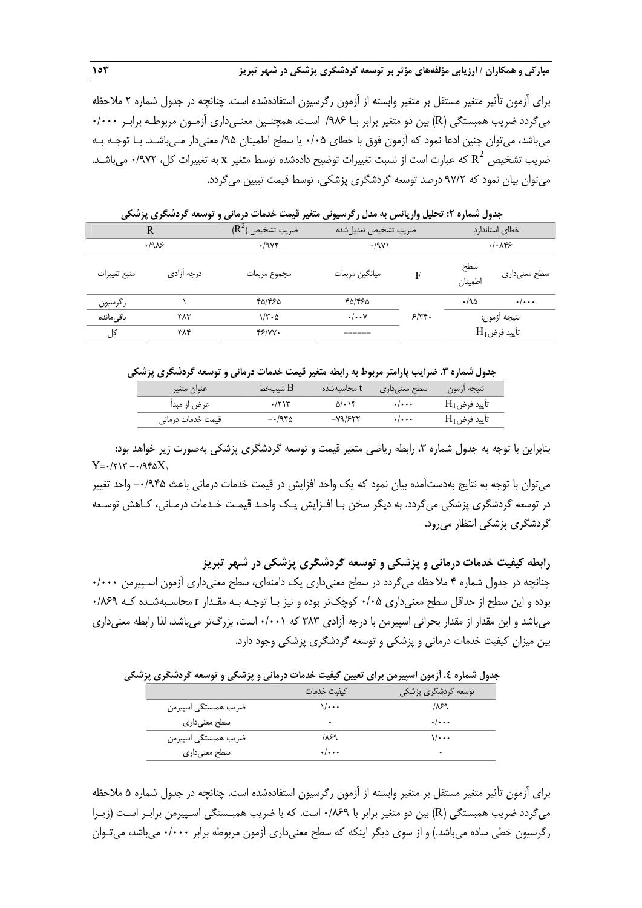برای آزمون تأثیر متغیر مستقل بر متغیر وابسته از آزمون رگرسیون استفاده‌شده است. چنانچه در جدول شماره ۲ ملاحظه می‌گردد ضریب همبستگی (R) بین دو متغیر برابر بـا ۹۸۶/ اسـت. همچنـین معنـی‌داری آزمـون مربوطـه برابـر ۰/۰۰۰ می‌باشد، می‌توان چنین ادعا نمود که آزمون فوق با خطای ۰/۰۵ یا سطح اطمینان ۹۵/ معنی‌دار مـی‌باشـد. بـا توجـه بـه ضریب تشخیص $R^2$ که عبارت است از نسبت تغییرات توضیح داده‌شده توسط متغیر x به تغییرات کل، ۰/۹۷۲ می‌باشـد. می‌توان بیان نمود که ۹۷/۲ درصد توسعه گردشگری پزشکی، توسط قیمت تبیین می‌گردد.

**جدول شماره ۲: تحلیل واریانس به مدل رگرسیونی متغیر قیمت خدمات درمانی و توسعه گردشگری پزشکی**

| R | | ضریب تشخیص ($R^2$) | ضریب تشخیص تعدیل‌شده | | خطای استاندارد | |
|---|---|---|---|---|---|---|
| ۰/۹۸۶ | | ۰/۹۷۲ | ۰/۹۷۱ | | ۰/۰۸۴۶ | |
| منبع تغییرات | درجه آزادی | مجموع مربعات | میانگین مربعات | F | سطح اطمینان | سطح معنی‌داری |
| رگرسیون | ۱ | ۴۵/۴۶۵ | ۴۵/۴۶۵ | ۶/۳۴۰ | ۰/۹۵ | ۰/۰۰۰ |
| باقی‌مانده | ۳۸۳ | ۱/۳۰۵ | ۰/۰۰۷ | | نتیجه آزمون: | |
| کل | ۳۸۴ | ۴۶/۷۷۰ | ------ | | تأیید فرض $H_1$ | |

**جدول شماره ۳. ضرایب پارامتر مربوط به رابطه متغیر قیمت خدمات درمانی و توسعه گردشگری پزشکی**

| عنوان متغیر | شیب‌خط B | t محاسبه‌شده | سطح معنی‌داری | نتیجه آزمون |
|---|---|---|---|---|
| عرض از مبدأ | ۰/۲۱۳ | ۵/۰۱۴ | ۰/۰۰۰ | تأیید فرض $H_1$ |
| قیمت خدمات درمانی | ۰/۹۴۵- | ۷۹/۶۲۲- | ۰/۰۰۰ | تأیید فرض $H_1$ |

بنابراین با توجه به جدول شماره ۳، رابطه ریاضی متغیر قیمت و توسعه گردشگری پزشکی به‌صورت زیر خواهد بود:

$$Y = 0/213 - 0/945X_1$$

می‌توان با توجه به نتایج به‌دست‌آمده بیان نمود که یک واحد افزایش در قیمت خدمات درمانی باعث ۰/۹۴۵- واحد تغییر در توسعه گردشگری پزشکی می‌گردد. به دیگر سخن بـا افـزایش یـک واحـد قیمـت خـدمات درمـانی، کـاهش توسـعه گردشگری پزشکی انتظار می‌رود.

## رابطه کیفیت خدمات درمانی و پزشکی و توسعه گردشگری پزشکی در شهر تبریز

چنانچه در جدول شماره ۴ ملاحظه می‌گردد در سطح معنی‌داری یک دامنه‌ای، سطح معنی‌داری آزمون اسـپیرمن ۰/۰۰۰ بوده و این سطح از حداقل سطح معنی‌داری ۰/۰۵ کوچک‌تر بوده و نیز بـا توجـه بـه مقـدار r محاسـبه‌شـده کـه ۰/۸۶۹ می‌باشد و این مقدار از مقدار بحرانی اسپیرمن با درجه آزادی ۳۸۳ که ۰/۰۰۱ است، بزرگ‌تر می‌باشد، لذا رابطه معنی‌داری بین میزان کیفیت خدمات درمانی و پزشکی و توسعه گردشگری پزشکی وجود دارد.

**جدول شماره ٤. آزمون اسپیرمن برای تعیین کیفیت خدمات درمانی و پزشکی و توسعه گردشگری پزشکی**

| | کیفیت خدمات | توسعه گردشگری پزشکی |
|---|---|---|
| ضریب همبستگی اسپیرمن | ۱/۰۰۰ | ۸۶۹/ |
| سطح معنی‌داری | ۰ | ۰/۰۰۰ |
| ضریب همبستگی اسپیرمن | ۸۶۹/ | ۱/۰۰۰ |
| سطح معنی‌داری | ۰/۰۰۰ | ۰ |

برای آزمون تأثیر متغیر مستقل بر متغیر وابسته از آزمون رگرسیون استفاده‌شده است. چنانچه در جدول شماره ۵ ملاحظه می‌گردد ضریب همبستگی (R) بین دو متغیر برابر با ۰/۸۶۹ است. که با ضریب همبـستگی اسـپیرمن برابـر اسـت (زیـرا رگرسیون خطی ساده می‌باشد.) و از سوی دیگر اینکه که سطح معنی‌داری آزمون مربوطه برابر ۰/۰۰۰ می‌باشد، می‌تـوان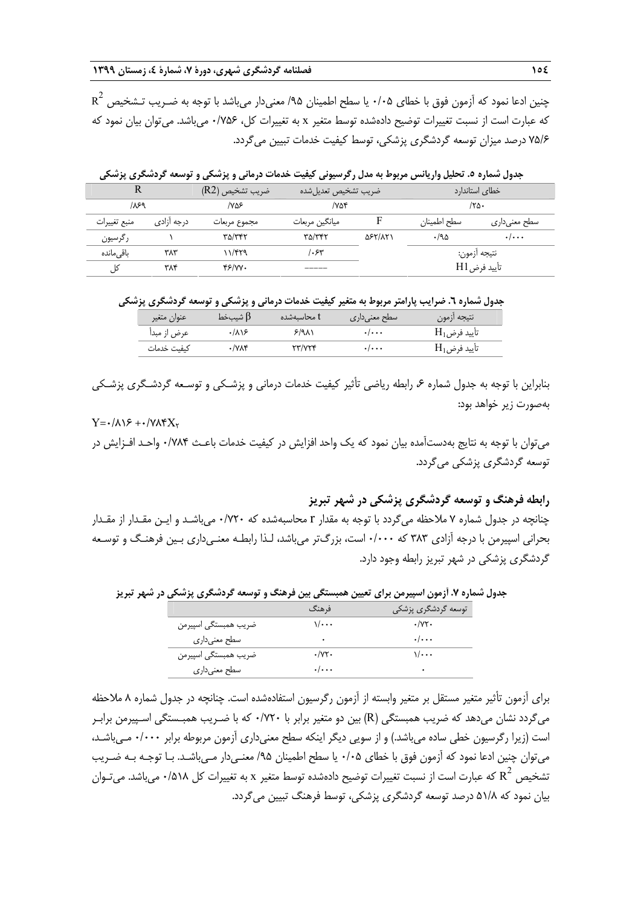چنین ادعا نمود که آزمون فوق با خطای ۰/۰۵ یا سطح اطمینان ۹۵/ معنی‌دار می‌باشد با توجه به ضـریب تـشخیص $R^2$ که عبارت است از نسبت تغییرات توضیح داده‌شده توسط متغیر x به تغییرات کل، ۰/۷۵۶ می‌باشد. می‌توان بیان نمود که ۷۵/۶ درصد میزان توسعه گردشگری پزشکی، توسط کیفیت خدمات تبیین می‌گردد.

**جدول شماره ۵. تحلیل واریانس مربوط به مدل رگرسیونی کیفیت خدمات درمانی و پزشکی و توسعه گردشگری پزشکی**

| R | | ضریب تشخیص (R2) | ضریب تشخیص تعدیل‌شده | | خطای استاندارد | |
|---|---|---|---|---|---|---|
| /۸۶۹ | | /۷۵۶ | /۷۵۴ | | /۲۵۰ | |
| منبع تغییرات | درجه آزادی | مجموع مربعات | میانگین مربعات | F | سطح اطمینان | سطح معنی‌داری |
| رگرسیون | ۱ | ۳۵/۳۴۲ | ۳۵/۳۴۲ | ۵۶۲/۸۲۱ | ۰/۹۵ | ۰/۰۰۰ |
| باقی‌مانده | ۳۸۳ | ۱۱/۴۲۹ | /۰۶۳ | | نتیجه آزمون: | |
| کل | ۳۸۴ | ۴۶/۷۷۰ | ----- | | تأیید فرض H1 | |

**جدول شماره ٦. ضرایب پارامتر مربوط به متغیر کیفیت خدمات درمانی و پزشکی و توسعه گردشگری پزشکی**

| عنوان متغیر | β شیب‌خط | t محاسبه‌شده | سطح معنی‌داری | نتیجه آزمون |
|---|---|---|---|---|
| عرض از مبدأ | ۰/۸۱۶ | ۶/۹۸۱ | ۰/۰۰۰ | تأیید فرض $H_1$ |
| کیفیت خدمات | ۰/۷۸۴ | ۲۳/۷۲۴ | ۰/۰۰۰ | تأیید فرض $H_1$ |

بنابراین با توجه به جدول شماره ۶، رابطه ریاضی تأثیر کیفیت خدمات درمانی و پزشـکی و توسـعه گردشـگری پزشـکی به‌صورت زیر خواهد بود:

$$Y=۰/۸۱۶ +۰/۷۸۴X_۲$$

می‌توان با توجه به نتایج به‌دست‌آمده بیان نمود که یک واحد افزایش در کیفیت خدمات باعـث ۰/۷۸۴ واحـد افـزایش در توسعه گردشگری پزشکی می‌گردد.

## رابطه فرهنگ و توسعه گردشگری پزشکی در شهر تبریز

چنانچه در جدول شماره ۷ ملاحظه می‌گردد با توجه به مقدار r محاسبه‌شده که ۰/۷۲۰ می‌باشـد و ایـن مقـدار از مقـدار بحرانی اسپیرمن با درجه آزادی ۳۸۳ که ۰/۰۰۰ است، بزرگ‌تر می‌باشد، لـذا رابطـه معنـی‌داری بـین فرهنـگ و توسـعه گردشگری پزشکی در شهر تبریز رابطه وجود دارد.

**جدول شماره ۷. آزمون اسپیرمن برای تعیین همبستگی بین فرهنگ و توسعه گردشگری پزشکی در شهر تبریز**

| | فرهنگ | توسعه گردشگری پزشکی |
|---|---|---|
| ضریب همبستگی اسپیرمن | ۱/۰۰۰ | ۰/۷۲۰ |
| سطح معنی‌داری | ۰ | ۰/۰۰۰ |
| ضریب همبستگی اسپیرمن | ۰/۷۲۰ | ۱/۰۰۰ |
| سطح معنی‌داری | ۰/۰۰۰ | ۰ |

برای آزمون تأثیر متغیر مستقل بر متغیر وابسته از آزمون رگرسیون استفاده‌شده است. چنانچه در جدول شماره ۸ ملاحظه می‌گردد نشان می‌دهد که ضریب همبستگی (R) بین دو متغیر برابر با ۰/۷۲۰ که با ضـریب همبـستگی اسـپیرمن برابـر است (زیرا رگرسیون خطی ساده می‌باشد.) و از سویی دیگر اینکه سطح معنی‌داری آزمون مربوطه برابر ۰/۰۰۰ مـی‌باشـد، می‌توان چنین ادعا نمود که آزمون فوق با خطای ۰/۰۵ یا سطح اطمینان ۹۵/ معنـی‌دار مـی‌باشـد. بـا توجـه بـه ضـریب تشخیص $R^2$ که عبارت است از نسبت تغییرات توضیح داده‌شده توسط متغیر x به تغییرات کل ۰/۵۱۸ می‌باشد. می‌تـوان بیان نمود که ۵۱/۸ درصد توسعه گردشگری پزشکی، توسط فرهنگ تبیین می‌گردد.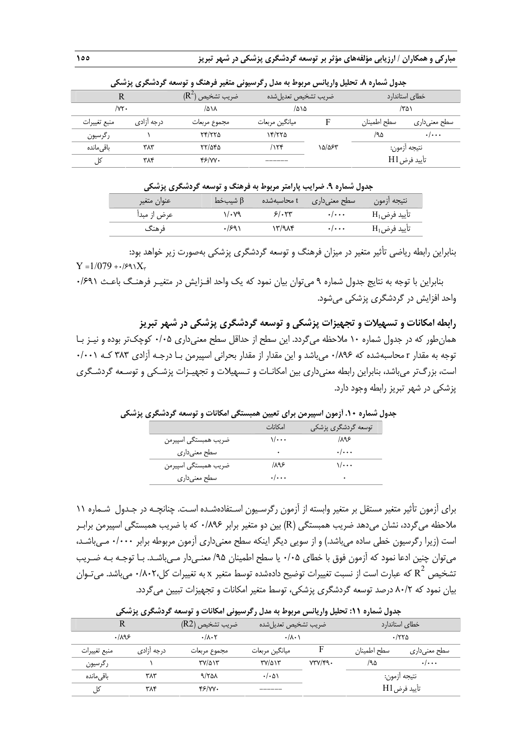**جدول شماره ۸. تحلیل واریانس مربوط به مدل رگرسیونی متغیر فرهنگ و توسعه گردشگری پزشکی**

| R | | ضریب تشخیص ($R^2$) | ضریب تشخیص تعدیل‌شده | | خطای استاندارد | |
|---|---|---|---|---|---|---|
| /۷۲۰ | | /۵۱۸ | /۵۱۵ | | /۳۵۱ | |
| منبع تغییرات | درجه آزادی | مجموع مربعات | میانگین مربعات | F | سطح اطمینان | سطح معنی‌داری |
| رگرسیون | ۱ | ۲۴/۲۲۵ | ۱۴/۲۲۵ | ۱۵/۵۶۳ | /۹۵ | ۰/۰۰۰ |
| باقی‌مانده | ۳۸۳ | ۲۲/۵۴۵ | /۱۲۴ | | نتیجه آزمون: | |
| کل | ۳۸۴ | ۴۶/۷۷۰ | ------ | | تأیید فرض H1 | |

**جدول شماره ۹. ضرایب پارامتر مربوط به فرهنگ و توسعه گردشگری پزشکی**

| عنوان متغیر | شیب‌خط β | t محاسبه‌شده | سطح معنی‌داری | نتیجه آزمون |
|---|---|---|---|---|
| عرض از مبدأ | ۱/۰۷۹ | ۶/۰۲۳ | ۰/۰۰۰ | تأیید فرض $H_1$ |
| فرهنگ | ۰/۶۹۱ | ۱۳/۹۸۴ | ۰/۰۰۰ | تأیید فرض $H_1$ |

بنابراین رابطه ریاضی تأثیر متغیر در میزان فرهنگ و توسعه گردشگری پزشکی به‌صورت زیر خواهد بود:

$Y = 1/079 + ۰/۶۹۱X_۲$

بنابراین با توجه به نتایج جدول شماره ۹ می‌توان بیان نمود که یک واحد افزایش در متغیر فرهنگ باعث ۰/۶۹۱ واحد افزایش در گردشگری پزشکی می‌شود.

## رابطه امکانات و تسهیلات و تجهیزات پزشکی و توسعه گردشگری پزشکی در شهر تبریز

همان‌طور که در جدول شماره ۱۰ ملاحظه می‌گردد. این سطح از حداقل سطح معنی‌داری ۰/۰۵ کوچک‌تر بوده و نیز با توجه به مقدار r محاسبه‌شده که ۰/۸۹۶ می‌باشد و این مقدار از مقدار بحرانی اسپیرمن با درجه آزادی ۳۸۳ که ۰/۰۰۱ است، بزرگ‌تر می‌باشد، بنابراین رابطه معنی‌داری بین امکانات و تسهیلات و تجهیزات پزشکی و توسعه گردشگری پزشکی در شهر تبریز رابطه وجود دارد.

**جدول شماره ۱۰. آزمون اسپیرمن برای تعیین همبستگی امکانات و توسعه گردشگری پزشکی**

| | امکانات | توسعه گردشگری پزشکی |
|---|---|---|
| ضریب همبستگی اسپیرمن | ۱/۰۰۰ | /۸۹۶ |
| سطح معنی‌داری | ۰ | ۰/۰۰۰ |
| ضریب همبستگی اسپیرمن | /۸۹۶ | ۱/۰۰۰ |
| سطح معنی‌داری | ۰/۰۰۰ | ۰ |

برای آزمون تأثیر متغیر مستقل بر متغیر وابسته از آزمون رگرسیون استفاده‌شده است. چنانچه در جدول شماره ۱۱ ملاحظه می‌گردد، نشان می‌دهد ضریب همبستگی (R) بین دو متغیر برابر ۰/۸۹۶ که با ضریب همبستگی اسپیرمن برابر است (زیرا رگرسیون خطی ساده می‌باشد.) و از سویی دیگر اینکه سطح معنی‌داری آزمون مربوطه برابر ۰/۰۰۰ می‌باشد، می‌توان چنین ادعا نمود که آزمون فوق با خطای ۰/۰۵ یا سطح اطمینان ۹۵/ معنی‌دار می‌باشد. با توجه به ضریب تشخیص $R^2$ که عبارت است از نسبت تغییرات توضیح داده‌شده توسط متغیر x به تغییرات کل،۰/۸۰۲ می‌باشد. می‌توان بیان نمود که ۸۰/۲ درصد توسعه گردشگری پزشکی، توسط متغیر امکانات و تجهیزات تبیین می‌گردد.

**جدول شماره ۱۱: تحلیل واریانس مربوط به مدل رگرسیونی امکانات و توسعه گردشگری پزشکی**

| R | | ضریب تشخیص (R2) | ضریب تشخیص تعدیل‌شده | | خطای استاندارد | |
|---|---|---|---|---|---|---|
| ۰/۸۹۶ | | ۰/۸۰۲ | ۰/۸۰۱ | | ۰/۲۲۵ | |
| منبع تغییرات | درجه آزادی | مجموع مربعات | میانگین مربعات | F | سطح اطمینان | سطح معنی‌داری |
| رگرسیون | ۱ | ۳۷/۵۱۳ | ۳۷/۵۱۳ | ۷۳۷/۴۹۰ | /۹۵ | ۰/۰۰۰ |
| باقی‌مانده | ۳۸۳ | ۹/۲۵۸ | ۰/۰۵۱ | | نتیجه آزمون: | |
| کل | ۳۸۴ | ۴۶/۷۷۰ | ------ | | تأیید فرض H1 | |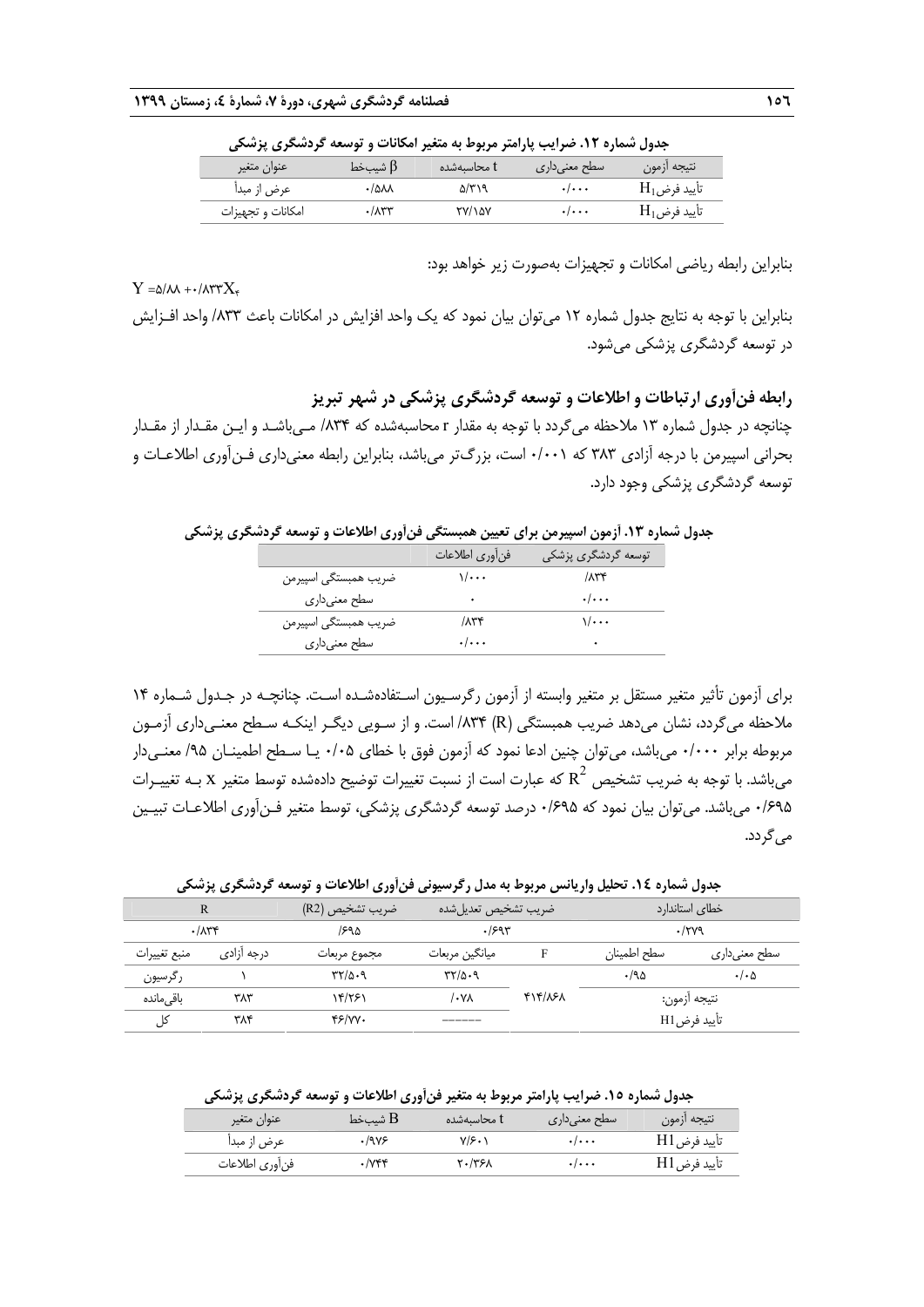**جدول شماره ۱۲. ضرایب پارامتر مربوط به متغیر امکانات و توسعه گردشگری پزشکی**

| عنوان متغیر | شیب‌خط β | t محاسبه‌شده | سطح معنی‌داری | نتیجه آزمون |
|---|---|---|---|---|
| عرض از مبدأ | ۰/۵۸۸ | ۵/۳۱۹ | ۰/۰۰۰ | تأیید فرض $H_1$ |
| امکانات و تجهیزات | ۰/۸۳۳ | ۲۷/۱۵۷ | ۰/۰۰۰ | تأیید فرض $H_1$ |

بنابراین رابطه ریاضی امکانات و تجهیزات به‌صورت زیر خواهد بود:

$Y = ۵/۸۸ + ۰/۸۳۳X_۴$

بنابراین با توجه به نتایج جدول شماره ۱۲ می‌توان بیان نمود که یک واحد افزایش در امکانات باعث ۸۳۳/ واحد افـزایش در توسعه گردشگری پزشکی می‌شود.

## رابطه فن‌آوری ارتباطات و اطلاعات و توسعه گردشگری پزشکی در شهر تبریز

چنانچه در جدول شماره ۱۳ ملاحظه می‌گردد با توجه به مقدار r محاسبه‌شده که ۸۳۴/ مـی‌باشـد و ایـن مقـدار از مقـدار بحرانی اسپیرمن با درجه آزادی ۳۸۳ که ۰/۰۰۱ است، بزرگ‌تر می‌باشد، بنابراین رابطه معنی‌داری فـن‌آوری اطلاعـات و توسعه گردشگری پزشکی وجود دارد.

**جدول شماره ۱۳. آزمون اسپیرمن برای تعیین همبستگی فن‌آوری اطلاعات و توسعه گردشگری پزشکی**

| | فن‌آوری اطلاعات | توسعه گردشگری پزشکی |
|---|---|---|
| ضریب همبستگی اسپیرمن | ۱/۰۰۰ | /۸۳۴ |
| سطح معنی‌داری | ۰ | ۰/۰۰۰ |
| ضریب همبستگی اسپیرمن | /۸۳۴ | ۱/۰۰۰ |
| سطح معنی‌داری | ۰/۰۰۰ | ۰ |

برای آزمون تأثیر متغیر مستقل بر متغیر وابسته از آزمون رگرسـیون اسـتفاده‌شـده اسـت. چنانچـه در جـدول شـماره ۱۴ ملاحظه می‌گردد، نشان می‌دهد ضریب همبستگی (R) ۸۳۴/ است. و از سـویی دیگـر اینکـه سـطح معنـی‌داری آزمـون مربوطه برابر ۰/۰۰۰ می‌باشد، می‌توان چنین ادعا نمود که آزمون فوق با خطای ۰/۰۵ یـا سـطح اطمینـان ۹۵/ معنـی‌دار می‌باشد. با توجه به ضریب تشخیص $R^2$ که عبارت است از نسبت تغییرات توضیح داده‌شده توسط متغیر x بـه تغییـرات ۰/۶۹۵ می‌باشد. می‌توان بیان نمود که ۰/۶۹۵ درصد توسعه گردشگری پزشکی، توسط متغیر فـن‌آوری اطلاعـات تبیـین می‌گردد.

**جدول شماره ۱۴. تحلیل واریانس مربوط به مدل رگرسیونی فن‌آوری اطلاعات و توسعه گردشگری پزشکی**

| R | | ضریب تشخیص (R2) | ضریب تشخیص تعدیل‌شده | | خطای استاندارد | |
|---|---|---|---|---|---|---|
| ۰/۸۳۴ | | /۶۹۵ | ۰/۶۹۳ | | ۰/۲۷۹ | |
| منبع تغییرات | درجه آزادی | مجموع مربعات | میانگین مربعات | F | سطح اطمینان | سطح معنی‌داری |
| رگرسیون | ۱ | ۳۲/۵۰۹ | ۳۲/۵۰۹ | ۴۱۴/۸۶۸ | ۰/۹۵ | ۰/۰۵ |
| باقی‌مانده | ۳۸۳ | ۱۴/۲۶۱ | /۰۷۸ | | نتیجه آزمون: | |
| کل | ۳۸۴ | ۴۶/۷۷۰ | ----- | | تأیید فرض H1 | |

**جدول شماره ۱۵. ضرایب پارامتر مربوط به متغیر فن‌آوری اطلاعات و توسعه گردشگری پزشکی**

| عنوان متغیر | شیب‌خط B | t محاسبه‌شده | سطح معنی‌داری | نتیجه آزمون |
|---|---|---|---|---|
| عرض از مبدأ | ۰/۹۷۶ | ۷/۶۰۱ | ۰/۰۰۰ | تأیید فرض H1 |
| فن‌آوری اطلاعات | ۰/۷۴۴ | ۲۰/۳۶۸ | ۰/۰۰۰ | تأیید فرض H1 |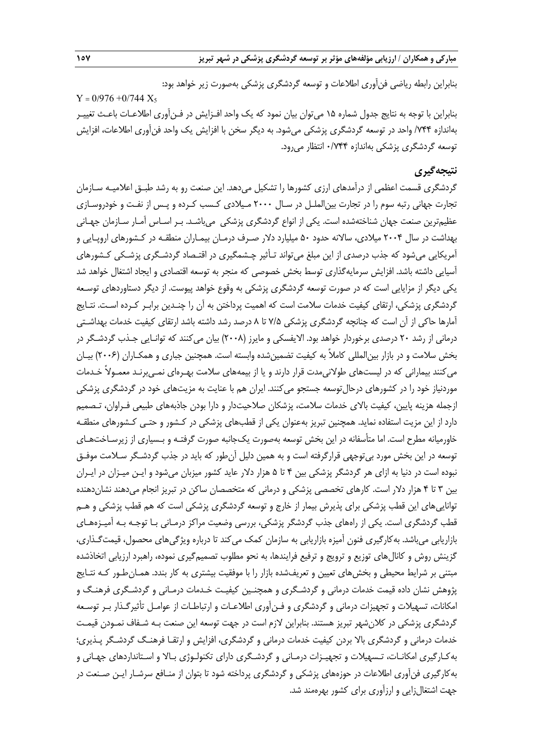بنابراین رابطه ریاضی فن‌آوری اطلاعات و توسعه گردشگری پزشکی به‌صورت زیر خواهد بود:

$$Y = 0/976 + 0/744\ X_5$$

بنابراین با توجه به نتایج جدول شماره ۱۵ می‌توان بیان نمود که یک واحد افزایش در فن‌آوری اطلاعات باعث تغییر به‌اندازه ۷۴۴/ واحد در توسعه گردشگری پزشکی می‌شود. به دیگر سخن با افزایش یک واحد فن‌آوری اطلاعات، افزایش توسعه گردشگری پزشکی به‌اندازه ۰/۷۴۴ انتظار می‌رود.

## نتیجه‌گیری

گردشگری قسمت اعظمی از درآمدهای ارزی کشورها را تشکیل می‌دهد. این صنعت رو به رشد طبق اعلامیه سازمان تجارت جهانی رتبه سوم را در تجارت بین‌الملل در سال ۲۰۰۰ میلادی کسب کرده و پس از نفت و خودروسازی عظیم‌ترین صنعت جهان شناخته‌شده است. یکی از انواع گردشگری پزشکی می‌باشد. بر اساس آمار سازمان جهانی بهداشت در سال ۲۰۰۴ میلادی، سالانه حدود ۵۰ میلیارد دلار صرف درمان بیماران منطقه در کشورهای اروپایی و آمریکایی می‌شود که جذب درصدی از این مبلغ می‌تواند تأثیر چشمگیری در اقتصاد گردشگری پزشکی کشورهای آسیایی داشته باشد. افزایش سرمایه‌گذاری توسط بخش خصوصی که منجر به توسعه اقتصادی و ایجاد اشتغال خواهد شد یکی دیگر از مزایایی است که در صورت توسعه گردشگری پزشکی به وقوع خواهد پیوست. از دیگر دستاوردهای توسعه گردشگری پزشکی، ارتقای کیفیت خدمات سلامت است که اهمیت پرداختن به آن را چندین برابر کرده است. نتایج آمارها حاکی از آن است که چنانچه گردشگری پزشکی ۷/۵ تا ۸ درصد رشد داشته باشد ارتقای کیفیت خدمات بهداشتی درمانی از رشد ۲۰ درصدی برخوردار خواهد بود. الایفسکی و مایرز (۲۰۰۸) بیان می‌کنند که توانایی جذب گردشگر در بخش سلامت و در بازار بین‌المللی کاملاً به کیفیت تضمین‌شده وابسته است. همچنین جباری و همکاران (۲۰۰۶) بیان می‌کنند بیمارانی که در لیست‌های طولانی‌مدت قرار دارند و یا از بیمه‌های سلامت بهره‌ای نمی‌برند معمولاً خدمات موردنیاز خود را در کشورهای درحال‌توسعه جستجو می‌کنند. ایران هم با عنایت به مزیت‌های خود در گردشگری پزشکی ازجمله هزینه پایین، کیفیت بالای خدمات سلامت، پزشکان صلاحیت‌دار و دارا بودن جاذبه‌های طبیعی فراوان، تصمیم دارد از این مزیت استفاده نماید. همچنین تبریز به‌عنوان یکی از قطب‌های پزشکی در کشور و حتی کشورهای منطقه خاورمیانه مطرح است. اما متأسفانه در این بخش توسعه به‌صورت یک‌جانبه صورت گرفته و بسیاری از زیرساخت‌های توسعه در این بخش مورد بی‌توجهی قرارگرفته است و به همین دلیل آن‌طور که باید در جذب گردشگر سلامت موفق نبوده است در دنیا به ازای هر گردشگر پزشکی بین ۴ تا ۵ هزار دلار عاید کشور میزبان می‌شود و این میزان در ایران بین ۳ تا ۴ هزار دلار است. کارهای تخصصی پزشکی و درمانی که متخصصان ساکن در تبریز انجام می‌دهند نشان‌دهنده توانایی‌های این قطب پزشکی برای پذیرش بیمار از خارج و توسعه گردشگری پزشکی است که هم قطب پزشکی و هم قطب گردشگری است. یکی از راه‌های جذب گردشگر پزشکی، بررسی وضعیت مراکز درمانی با توجه به آمیزه‌های بازاریابی می‌باشد. به‌کارگیری فنون آمیزه بازاریابی به سازمان کمک می‌کند تا درباره ویژگی‌های محصول، قیمت‌گذاری، گزینش روش و کانال‌های توزیع و ترویج و ترفیع فرایندها، به نحو مطلوب تصمیم‌گیری نموده، راهبرد ارزیابی اتخاذشده مبتنی بر شرایط محیطی و بخش‌های تعیین و تعریف‌شده بازار را با موفقیت بیشتری به کار بندد. همان‌طور که نتایج پژوهش نشان داده قیمت خدمات درمانی و گردشگری و همچنین کیفیت خدمات درمانی و گردشگری فرهنگ و امکانات، تسهیلات و تجهیزات درمانی و گردشگری و فن‌آوری اطلاعات و ارتباطات از عوامل تأثیرگذار بر توسعه گردشگری پزشکی در کلان‌شهر تبریز هستند. بنابراین لازم است در جهت توسعه این صنعت به شفاف نمودن قیمت خدمات درمانی و گردشگری بالا بردن کیفیت خدمات درمانی و گردشگری، افزایش و ارتقا فرهنگ گردشگر پذیری؛ به‌کارگیری امکانات، تسهیلات و تجهیزات درمانی و گردشگری دارای تکنولوژی بالا و استانداردهای جهانی و به‌کارگیری فن‌آوری اطلاعات در حوزه‌های پزشکی و گردشگری پرداخته شود تا بتوان از منافع سرشار این صنعت در جهت اشتغال‌زایی و ارزآوری برای کشور بهره‌مند شد.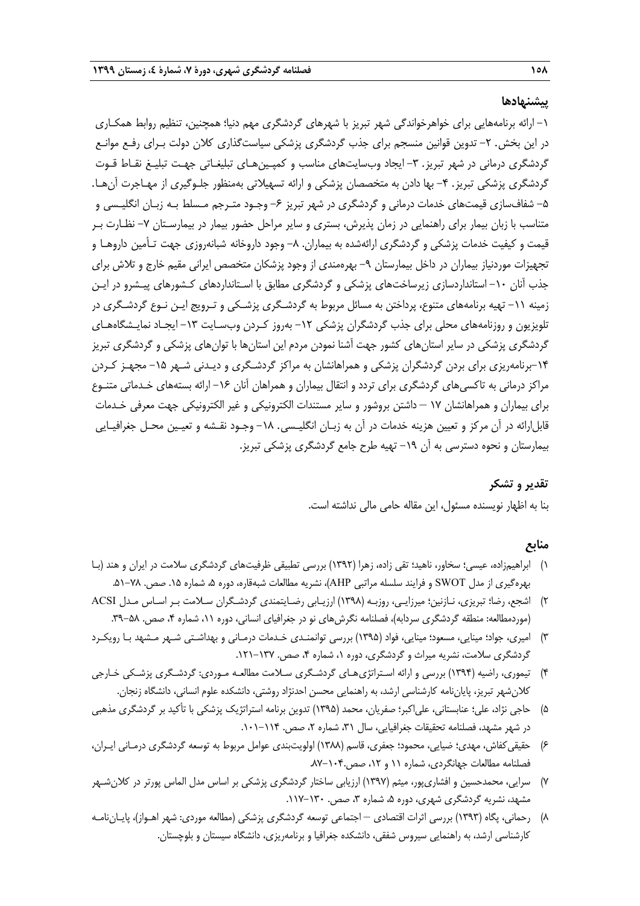## پیشنهادها

۱- ارائه برنامه‌هایی برای خواهرخواندگی شهر تبریز با شهرهای گردشگری مهم دنیا؛ همچنین، تنظیم روابط همکاری در این بخش. ۲- تدوین قوانین منسجم برای جذب گردشگری پزشکی سیاست‌گذاری کلان دولت برای رفع موانع گردشگری درمانی در شهر تبریز. ۳- ایجاد وب‌سایت‌های مناسب و کمپین‌های تبلیغاتی جهت تبلیغ نقاط قوت گردشگری پزشکی تبریز. ۴- بها دادن به متخصصان پزشکی و ارائه تسهیلاتی به‌منظور جلوگیری از مهاجرت آن‌ها. ۵- شفاف‌سازی قیمت‌های خدمات درمانی و گردشگری در شهر تبریز ۶- وجود مترجم مسلط به زبان انگلیسی و متناسب با زبان بیمار برای راهنمایی در زمان پذیرش، بستری و سایر مراحل حضور بیمار در بیمارستان ۷- نظارت بر قیمت و کیفیت خدمات پزشکی و گردشگری ارائه‌شده به بیماران. ۸- وجود داروخانه شبانه‌روزی جهت تأمین داروها و تجهیزات موردنیاز بیماران در داخل بیمارستان ۹- بهره‌مندی از وجود پزشکان متخصص ایرانی مقیم خارج و تلاش برای جذب آنان ۱۰- استانداردسازی زیرساخت‌های پزشکی و گردشگری مطابق با استانداردهای کشورهای پیشرو در این زمینه ۱۱- تهیه برنامه‌های متنوع، پرداختن به مسائل مربوط به گردشگری پزشکی و ترویج این نوع گردشگری در تلویزیون و روزنامه‌های محلی برای جذب گردشگران پزشکی ۱۲- به‌روز کردن وب‌سایت ۱۳- ایجاد نمایشگاه‌های گردشگری پزشکی در سایر استان‌های کشور جهت آشنا نمودن مردم این استان‌ها با توان‌های پزشکی و گردشگری تبریز ۱۴-برنامه‌ریزی برای بردن گردشگران پزشکی و همراهانشان به مراکز گردشگری و دیدنی شهر ۱۵- مجهز کردن مراکز درمانی به تاکسی‌های گردشگری برای تردد و انتقال بیماران و همراهان آنان ۱۶- ارائه بسته‌های خدماتی متنوع برای بیماران و همراهانشان ۱۷ – داشتن بروشور و سایر مستندات الکترونیکی و غیر الکترونیکی جهت معرفی خدمات قابل‌ارائه در آن مرکز و تعیین هزینه خدمات در آن به زبان انگلیسی. ۱۸- وجود نقشه و تعیین محل جغرافیایی بیمارستان و نحوه دسترسی به آن ۱۹- تهیه طرح جامع گردشگری پزشکی تبریز.

## تقدیر و تشکر

بنا به اظهار نویسنده مسئول، این مقاله حامی مالی نداشته است.

## منابع

۱) ابراهیم‌زاده، عیسی؛ سخاور، ناهید؛ تقی زاده، زهرا (۱۳۹۲) بررسی تطبیقی ظرفیت‌های گردشگری سلامت در ایران و هند (با بهره‌گیری از مدل SWOT و فرایند سلسله مراتبی AHP)، نشریه مطالعات شبه‌قاره، دوره ۵، شماره ۱۵. صص. ۷۸-۵۱.

۲) اشجع، رضا؛ تبریزی، نازنین؛ میرزایی، روزبه (۱۳۹۸) ارزیابی رضایتمندی گردشگران سلامت بر اساس مدل ACSI (موردمطالعه: منطقه گردشگری سردابه)، فصلنامه نگرش‌های نو در جغرافیای انسانی، دوره ۱۱، شماره ۴، صص. ۵۸-۳۹.

۳) امیری، جواد؛ مینایی، مسعود؛ مینایی، فواد (۱۳۹۵) بررسی توانمندی خدمات درمانی و بهداشتی شهر مشهد با رویکرد گردشگری سلامت، نشریه میراث و گردشگری، دوره ۱، شماره ۴، صص. ۱۳۷-۱۲۱.

۴) تیموری، راضیه (۱۳۹۴) بررسی و ارائه استراتژی‌های گردشگری سلامت مطالعه موردی: گردشگری پزشکی خارجی کلان‌شهر تبریز، پایان‌نامه کارشناسی ارشد، به راهنمایی محسن احدنژاد روشتی، دانشکده علوم انسانی، دانشگاه زنجان.

۵) حاجی نژاد، علی؛ عنابستانی، علی‌اکبر؛ صفریان، محمد (۱۳۹۵) تدوین برنامه استراتژیک پزشکی با تأکید بر گردشگری مذهبی در شهر مشهد، فصلنامه تحقیقات جغرافیایی، سال ۳۱، شماره ۲، صص. ۱۱۴-۱۰۱.

۶) حقیقی‌کفاش، مهدی؛ ضیایی، محمود؛ جعفری، قاسم (۱۳۸۸) اولویت‌بندی عوامل مربوط به توسعه گردشگری درمانی ایران، فصلنامه مطالعات جهانگردی، شماره ۱۱ و ۱۲، صص.۱۰۴-۸۷.

۷) سرایی، محمدحسین و افشاری‌پور، میثم (۱۳۹۷) ارزیابی ساختار گردشگری پزشکی بر اساس مدل الماس پورتر در کلان‌شهر مشهد، نشریه گردشگری شهری، دوره ۵، شماره ۳، صص. ۱۳۰-۱۱۷.

۸) رحمانی، پگاه (۱۳۹۳) بررسی اثرات اقتصادی – اجتماعی توسعه گردشگری پزشکی (مطالعه موردی: شهر اهواز)، پایان‌نامه کارشناسی ارشد، به راهنمایی سیروس شفقی، دانشکده جغرافیا و برنامه‌ریزی، دانشگاه سیستان و بلوچستان.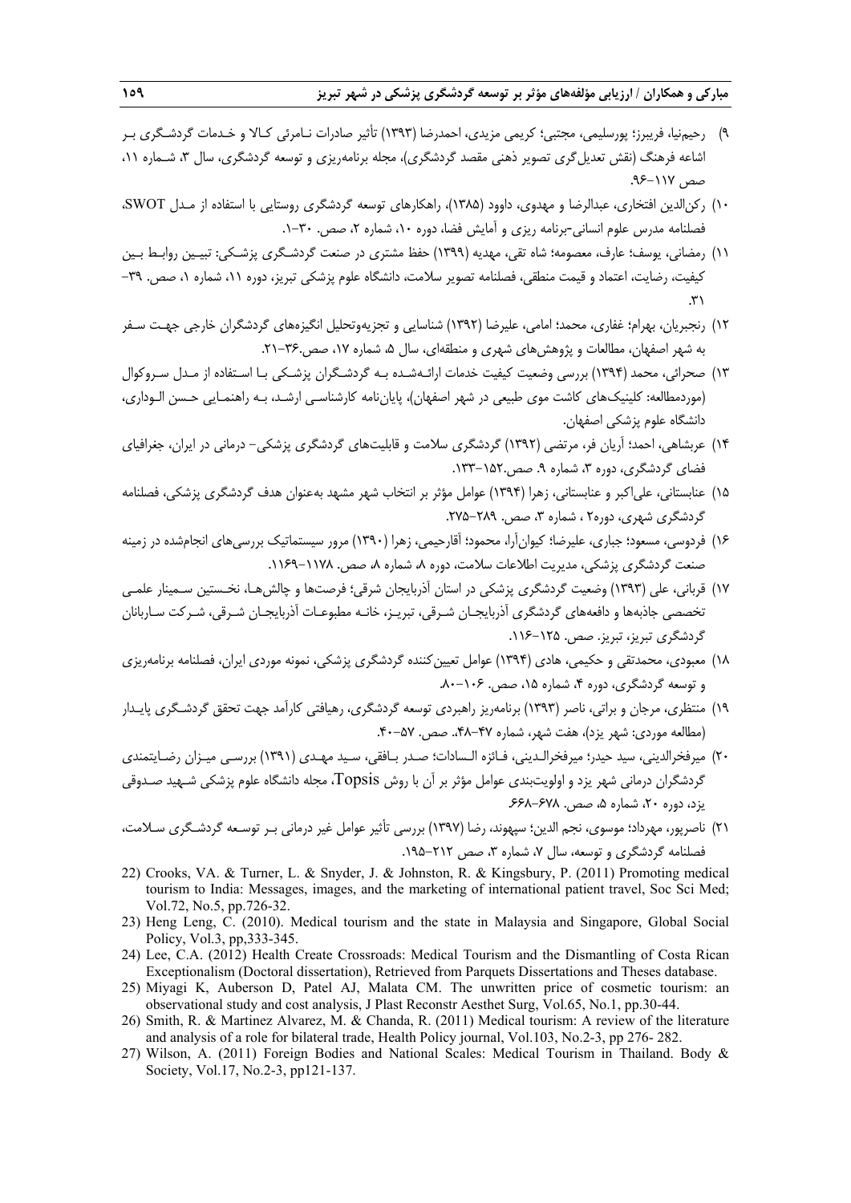۹) رحیم‌نیا، فریبرز؛ پورسلیمی، مجتبی؛ کریمی مزیدی، احمدرضا (۱۳۹۳) تأثیر صادرات نـامرئی کـالا و خـدمات گردشـگری بـر اشاعه فرهنگ (نقش تعدیل‌گری تصویر ذهنی مقصد گردشگری)، مجله برنامه‌ریزی و توسعه گردشگری، سال ۳، شـماره ۱۱، صص ۱۱۷-۹۶.

۱۰) رکن‌الدین افتخاری، عبدالرضا و مهدوی، داوود (۱۳۸۵)، راهکارهای توسعه گردشگری روستایی با استفاده از مـدل SWOT، فصلنامه مدرس علوم انسانی-برنامه ریزی و آمایش فضا، دوره ۱۰، شماره ۲، صص. ۳۰-۱.

۱۱) رمضانی، یوسف؛ عارف، معصومه؛ شاه تقی، مهدیه (۱۳۹۹) حفظ مشتری در صنعت گردشـگری پزشـکی: تبیـین روابـط بـین کیفیت، رضایت، اعتماد و قیمت منطقی، فصلنامه تصویر سلامت، دانشگاه علوم پزشکی تبریز، دوره ۱۱، شماره ۱، صص. ۳۹-۳۱.

۱۲) رنجبریان، بهرام؛ غفاری، محمد؛ امامی، علیرضا (۱۳۹۲) شناسایی و تجزیه‌وتحلیل انگیزه‌های گردشگران خارجی جهـت سـفر به شهر اصفهان، مطالعات و پژوهش‌های شهری و منطقه‌ای، سال ۵، شماره ۱۷، صص.۳۶-۲۱.

۱۳) صحرائی، محمد (۱۳۹۴) بررسی وضعیت کیفیت خدمات ارائـه‌شـده بـه گردشـگران پزشـکی بـا اسـتفاده از مـدل سـروکوال (موردمطالعه: کلینیک‌های کاشت موی طبیعی در شهر اصفهان)، پایان‌نامه کارشناسـی ارشـد، بـه راهنمـایی حـسن الـوداری، دانشگاه علوم پزشکی اصفهان.

۱۴) عربشاهی، احمد؛ آریان فر، مرتضی (۱۳۹۲) گردشگری سلامت و قابلیت‌های گردشگری پزشکی- درمانی در ایران، جغرافیای فضای گردشگری، دوره ۳، شماره ۹. صص.۱۵۲-۱۳۳.

۱۵) عنابستانی، علی‌اکبر و عنابستانی، زهرا (۱۳۹۴) عوامل مؤثر بر انتخاب شهر مشهد به‌عنوان هدف گردشگری پزشکی، فصلنامه گردشگری شهری، دوره۲ ، شماره ۳، صص. ۲۸۹-۲۷۵.

۱۶) فردوسی، مسعود؛ جباری، علیرضا؛ کیوان‌آرا، محمود؛ آقارحیمی، زهرا (۱۳۹۰) مرور سیستماتیک بررسی‌های انجام‌شده در زمینه صنعت گردشگری پزشکی، مدیریت اطلاعات سلامت، دوره ۸، شماره ۸، صص. ۱۱۷۸-۱۱۶۹.

۱۷) قربانی، علی (۱۳۹۳) وضعیت گردشگری پزشکی در استان آذربایجان شرقی؛ فرصت‌ها و چالش‌هـا، نخـستین سـمینار علمـی تخصصی جاذبه‌ها و دافعه‌های گردشگری آذربایجـان شـرقی، تبریـز، خانـه مطبوعـات آذربایجـان شـرقی، شـرکت سـاربانان گردشگری تبریز، تبریز. صص. ۱۲۵-۱۱۶.

۱۸) معبودی، محمدتقی و حکیمی، هادی (۱۳۹۴) عوامل تعیین‌کننده گردشگری پزشکی، نمونه موردی ایران، فصلنامه برنامه‌ریزی و توسعه گردشگری، دوره ۴، شماره ۱۵، صص. ۱۰۶-۸۰.

۱۹) منتظری، مرجان و براتی، ناصر (۱۳۹۳) برنامه‌ریز راهبردی توسعه گردشگری، رهیافتی کارآمد جهت تحقق گردشـگری پایـدار (مطالعه موردی: شهر یزد)، هفت شهر، شماره ۴۷-۴۸، صص. ۵۷-۴۰.

۲۰) میرفخرالدینی، سید حیدر؛ میرفخرالـدینی، فـائزه الـسادات؛ صـدر بـافقی، سـید مهـدی (۱۳۹۱) بررسـی میـزان رضـایتمندی گردشگران درمانی شهر یزد و اولویت‌بندی عوامل مؤثر بر آن با روش Topsis، مجله دانشگاه علوم پزشکی شـهید صـدوقی یزد، دوره ۲۰، شماره ۵، صص. ۶۷۸-۶۶۸.

۲۱) ناصرپور، مهرداد؛ موسوی، نجم الدین؛ سپهوند، رضا (۱۳۹۷) بررسی تأثیر عوامل غیر درمانی بـر توسـعه گردشـگری سـلامت، فصلنامه گردشگری و توسعه، سال ۷، شماره ۳، صص ۲۱۲-۱۹۵.

22) Crooks, VA. & Turner, L. & Snyder, J. & Johnston, R. & Kingsbury, P. (2011) Promoting medical tourism to India: Messages, images, and the marketing of international patient travel, Soc Sci Med; Vol.72, No.5, pp.726-32.

23) Heng Leng, C. (2010). Medical tourism and the state in Malaysia and Singapore, Global Social Policy, Vol.3, pp,333-345.

24) Lee, C.A. (2012) Health Create Crossroads: Medical Tourism and the Dismantling of Costa Rican Exceptionalism (Doctoral dissertation), Retrieved from Parquets Dissertations and Theses database.

25) Miyagi K, Auberson D, Patel AJ, Malata CM. The unwritten price of cosmetic tourism: an observational study and cost analysis, J Plast Reconstr Aesthet Surg, Vol.65, No.1, pp.30-44.

26) Smith, R. & Martinez Alvarez, M. & Chanda, R. (2011) Medical tourism: A review of the literature and analysis of a role for bilateral trade, Health Policy journal, Vol.103, No.2-3, pp 276- 282.

27) Wilson, A. (2011) Foreign Bodies and National Scales: Medical Tourism in Thailand. Body & Society, Vol.17, No.2-3, pp121-137.